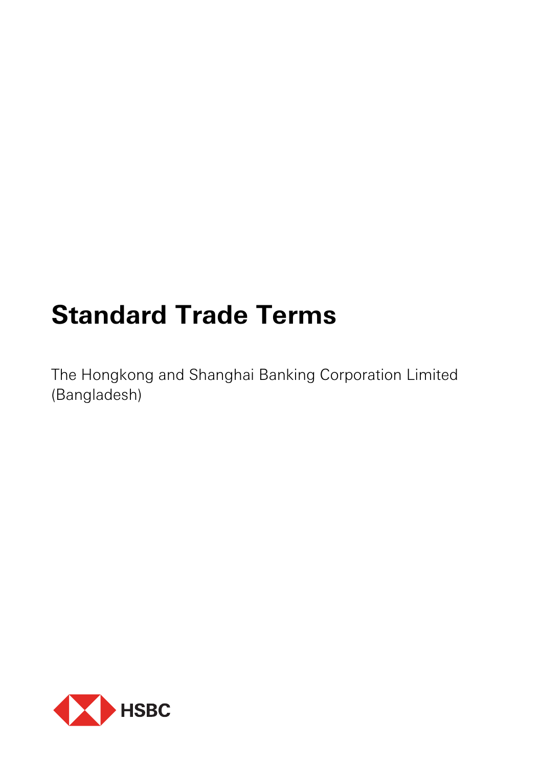# Standard Trade Terms

The Hongkong and Shanghai Banking Corporation Limited (Bangladesh)

HSBC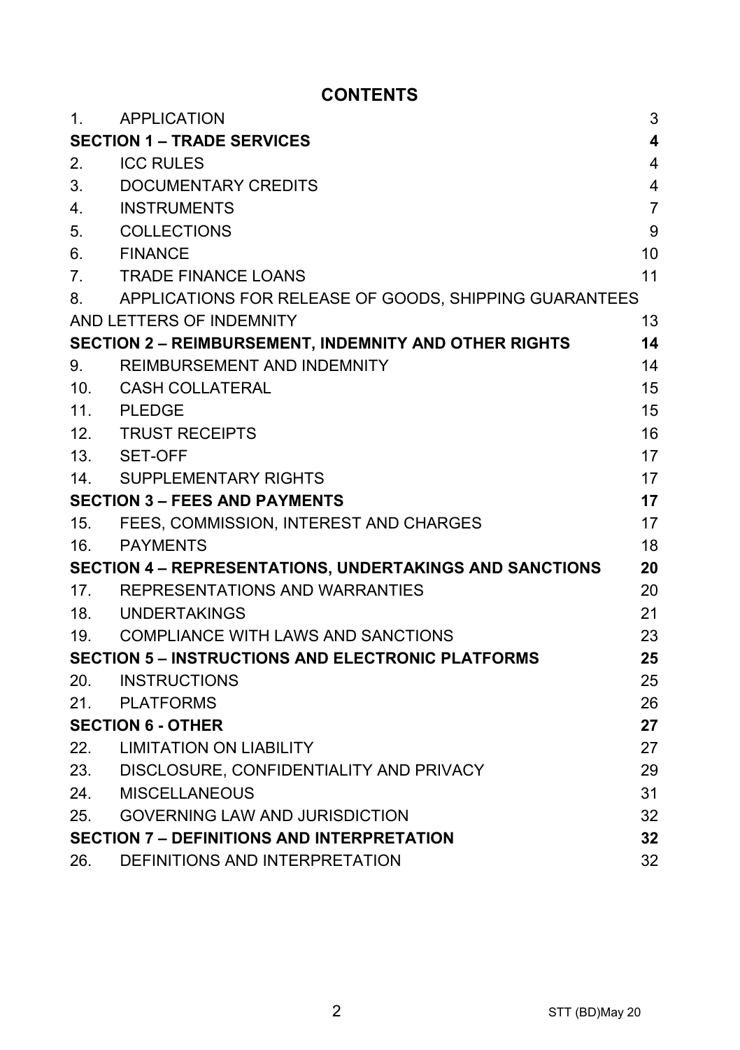# CONTENTS

| | | |
|---|---|---|
| 1. | APPLICATION | 3 |
| **SECTION 1 – TRADE SERVICES** | | **4** |
| 2. | ICC RULES | 4 |
| 3. | DOCUMENTARY CREDITS | 4 |
| 4. | INSTRUMENTS | 7 |
| 5. | COLLECTIONS | 9 |
| 6. | FINANCE | 10 |
| 7. | TRADE FINANCE LOANS | 11 |
| 8. | APPLICATIONS FOR RELEASE OF GOODS, SHIPPING GUARANTEES AND LETTERS OF INDEMNITY | 13 |
| **SECTION 2 – REIMBURSEMENT, INDEMNITY AND OTHER RIGHTS** | | **14** |
| 9. | REIMBURSEMENT AND INDEMNITY | 14 |
| 10. | CASH COLLATERAL | 15 |
| 11. | PLEDGE | 15 |
| 12. | TRUST RECEIPTS | 16 |
| 13. | SET-OFF | 17 |
| 14. | SUPPLEMENTARY RIGHTS | 17 |
| **SECTION 3 – FEES AND PAYMENTS** | | **17** |
| 15. | FEES, COMMISSION, INTEREST AND CHARGES | 17 |
| 16. | PAYMENTS | 18 |
| **SECTION 4 – REPRESENTATIONS, UNDERTAKINGS AND SANCTIONS** | | **20** |
| 17. | REPRESENTATIONS AND WARRANTIES | 20 |
| 18. | UNDERTAKINGS | 21 |
| 19. | COMPLIANCE WITH LAWS AND SANCTIONS | 23 |
| **SECTION 5 – INSTRUCTIONS AND ELECTRONIC PLATFORMS** | | **25** |
| 20. | INSTRUCTIONS | 25 |
| 21. | PLATFORMS | 26 |
| **SECTION 6 - OTHER** | | **27** |
| 22. | LIMITATION ON LIABILITY | 27 |
| 23. | DISCLOSURE, CONFIDENTIALITY AND PRIVACY | 29 |
| 24. | MISCELLANEOUS | 31 |
| 25. | GOVERNING LAW AND JURISDICTION | 32 |
| **SECTION 7 – DEFINITIONS AND INTERPRETATION** | | **32** |
| 26. | DEFINITIONS AND INTERPRETATION | 32 |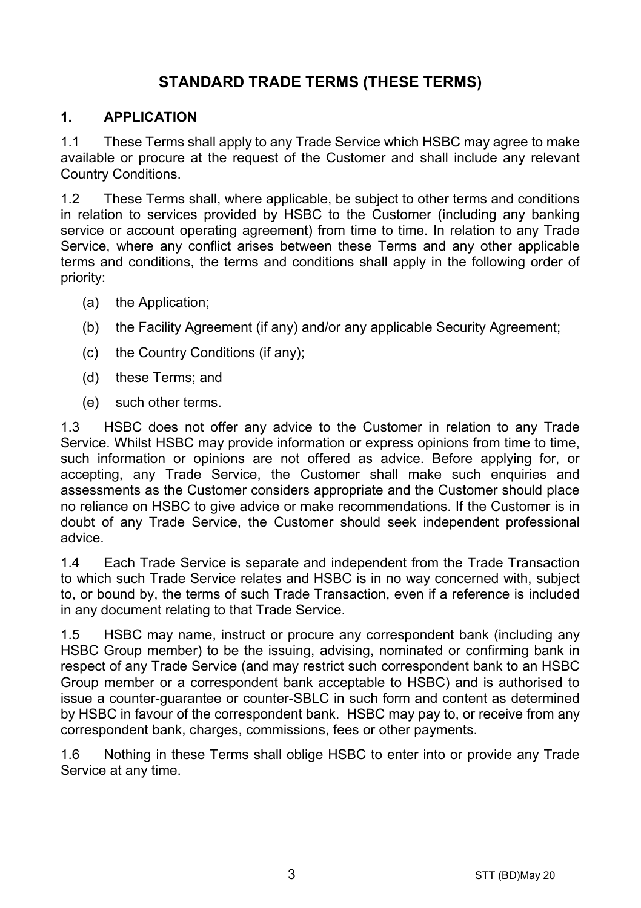# STANDARD TRADE TERMS (THESE TERMS)

## 1. APPLICATION

1.1 These Terms shall apply to any Trade Service which HSBC may agree to make available or procure at the request of the Customer and shall include any relevant Country Conditions.

1.2 These Terms shall, where applicable, be subject to other terms and conditions in relation to services provided by HSBC to the Customer (including any banking service or account operating agreement) from time to time. In relation to any Trade Service, where any conflict arises between these Terms and any other applicable terms and conditions, the terms and conditions shall apply in the following order of priority:

(a) the Application;

(b) the Facility Agreement (if any) and/or any applicable Security Agreement;

(c) the Country Conditions (if any);

(d) these Terms; and

(e) such other terms.

1.3 HSBC does not offer any advice to the Customer in relation to any Trade Service. Whilst HSBC may provide information or express opinions from time to time, such information or opinions are not offered as advice. Before applying for, or accepting, any Trade Service, the Customer shall make such enquiries and assessments as the Customer considers appropriate and the Customer should place no reliance on HSBC to give advice or make recommendations. If the Customer is in doubt of any Trade Service, the Customer should seek independent professional advice.

1.4 Each Trade Service is separate and independent from the Trade Transaction to which such Trade Service relates and HSBC is in no way concerned with, subject to, or bound by, the terms of such Trade Transaction, even if a reference is included in any document relating to that Trade Service.

1.5 HSBC may name, instruct or procure any correspondent bank (including any HSBC Group member) to be the issuing, advising, nominated or confirming bank in respect of any Trade Service (and may restrict such correspondent bank to an HSBC Group member or a correspondent bank acceptable to HSBC) and is authorised to issue a counter-guarantee or counter-SBLC in such form and content as determined by HSBC in favour of the correspondent bank. HSBC may pay to, or receive from any correspondent bank, charges, commissions, fees or other payments.

1.6 Nothing in these Terms shall oblige HSBC to enter into or provide any Trade Service at any time.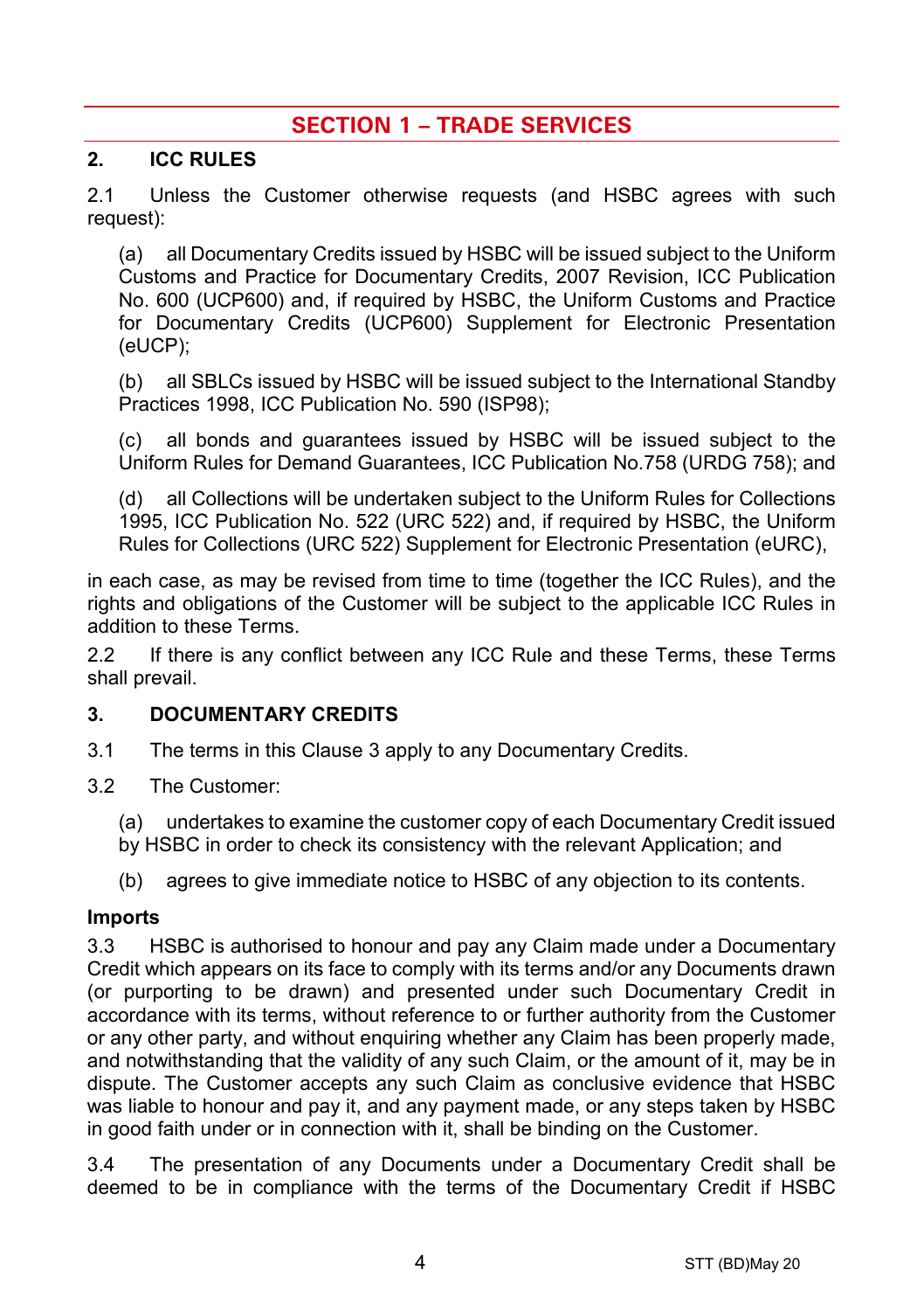# SECTION 1 – TRADE SERVICES

## 2. ICC RULES

2.1 Unless the Customer otherwise requests (and HSBC agrees with such request):

(a) all Documentary Credits issued by HSBC will be issued subject to the Uniform Customs and Practice for Documentary Credits, 2007 Revision, ICC Publication No. 600 (UCP600) and, if required by HSBC, the Uniform Customs and Practice for Documentary Credits (UCP600) Supplement for Electronic Presentation (eUCP);

(b) all SBLCs issued by HSBC will be issued subject to the International Standby Practices 1998, ICC Publication No. 590 (ISP98);

(c) all bonds and guarantees issued by HSBC will be issued subject to the Uniform Rules for Demand Guarantees, ICC Publication No.758 (URDG 758); and

(d) all Collections will be undertaken subject to the Uniform Rules for Collections 1995, ICC Publication No. 522 (URC 522) and, if required by HSBC, the Uniform Rules for Collections (URC 522) Supplement for Electronic Presentation (eURC),

in each case, as may be revised from time to time (together the ICC Rules), and the rights and obligations of the Customer will be subject to the applicable ICC Rules in addition to these Terms.

2.2 If there is any conflict between any ICC Rule and these Terms, these Terms shall prevail.

## 3. DOCUMENTARY CREDITS

3.1 The terms in this Clause 3 apply to any Documentary Credits.

3.2 The Customer:

(a) undertakes to examine the customer copy of each Documentary Credit issued by HSBC in order to check its consistency with the relevant Application; and

(b) agrees to give immediate notice to HSBC of any objection to its contents.

### Imports

3.3 HSBC is authorised to honour and pay any Claim made under a Documentary Credit which appears on its face to comply with its terms and/or any Documents drawn (or purporting to be drawn) and presented under such Documentary Credit in accordance with its terms, without reference to or further authority from the Customer or any other party, and without enquiring whether any Claim has been properly made, and notwithstanding that the validity of any such Claim, or the amount of it, may be in dispute. The Customer accepts any such Claim as conclusive evidence that HSBC was liable to honour and pay it, and any payment made, or any steps taken by HSBC in good faith under or in connection with it, shall be binding on the Customer.

3.4 The presentation of any Documents under a Documentary Credit shall be deemed to be in compliance with the terms of the Documentary Credit if HSBC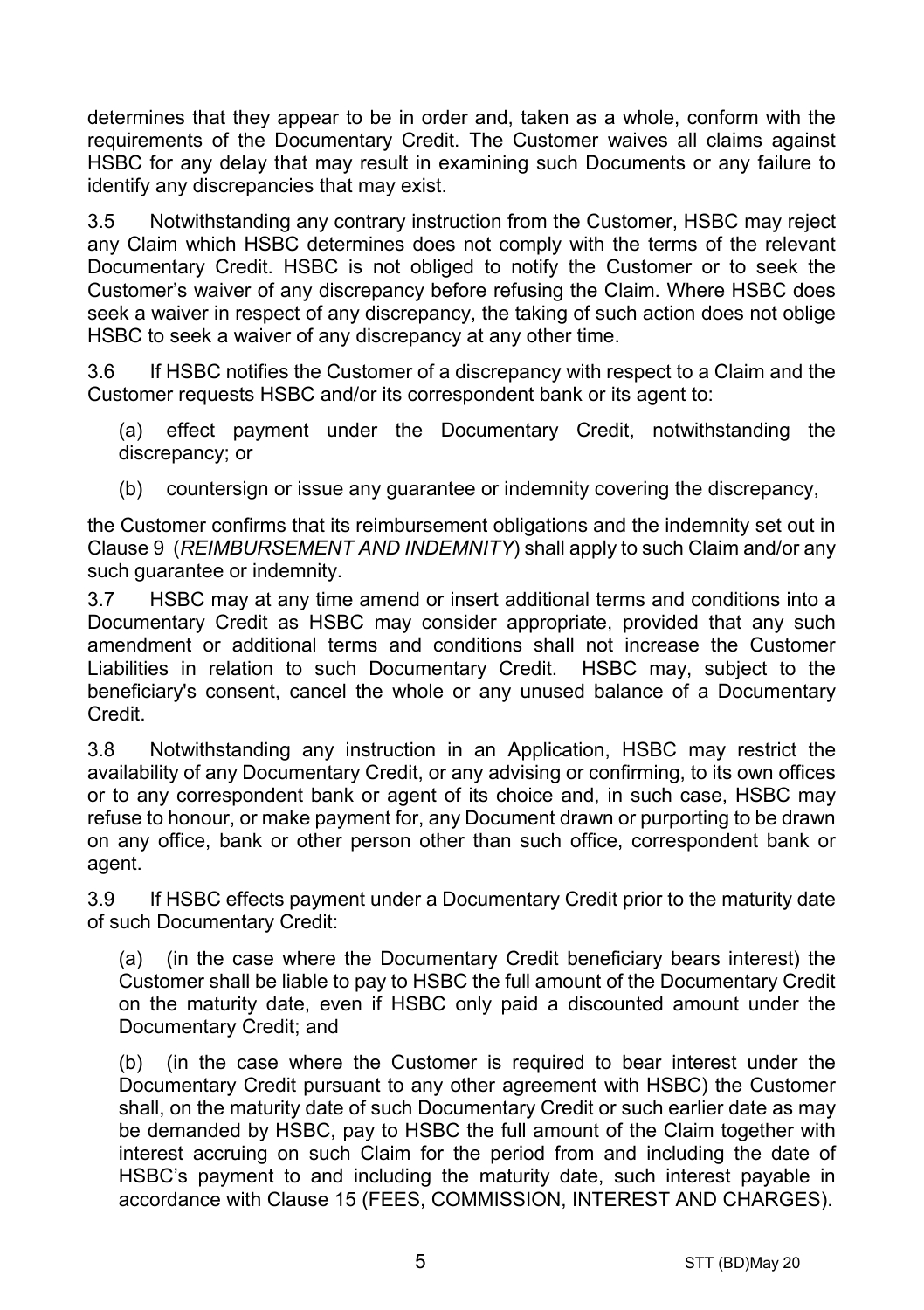determines that they appear to be in order and, taken as a whole, conform with the requirements of the Documentary Credit. The Customer waives all claims against HSBC for any delay that may result in examining such Documents or any failure to identify any discrepancies that may exist.

3.5 Notwithstanding any contrary instruction from the Customer, HSBC may reject any Claim which HSBC determines does not comply with the terms of the relevant Documentary Credit. HSBC is not obliged to notify the Customer or to seek the Customer's waiver of any discrepancy before refusing the Claim. Where HSBC does seek a waiver in respect of any discrepancy, the taking of such action does not oblige HSBC to seek a waiver of any discrepancy at any other time.

3.6 If HSBC notifies the Customer of a discrepancy with respect to a Claim and the Customer requests HSBC and/or its correspondent bank or its agent to:

(a) effect payment under the Documentary Credit, notwithstanding the discrepancy; or

(b) countersign or issue any guarantee or indemnity covering the discrepancy,

the Customer confirms that its reimbursement obligations and the indemnity set out in Clause 9 (*REIMBURSEMENT AND INDEMNITY*) shall apply to such Claim and/or any such guarantee or indemnity.

3.7 HSBC may at any time amend or insert additional terms and conditions into a Documentary Credit as HSBC may consider appropriate, provided that any such amendment or additional terms and conditions shall not increase the Customer Liabilities in relation to such Documentary Credit. HSBC may, subject to the beneficiary's consent, cancel the whole or any unused balance of a Documentary Credit.

3.8 Notwithstanding any instruction in an Application, HSBC may restrict the availability of any Documentary Credit, or any advising or confirming, to its own offices or to any correspondent bank or agent of its choice and, in such case, HSBC may refuse to honour, or make payment for, any Document drawn or purporting to be drawn on any office, bank or other person other than such office, correspondent bank or agent.

3.9 If HSBC effects payment under a Documentary Credit prior to the maturity date of such Documentary Credit:

(a) (in the case where the Documentary Credit beneficiary bears interest) the Customer shall be liable to pay to HSBC the full amount of the Documentary Credit on the maturity date, even if HSBC only paid a discounted amount under the Documentary Credit; and

(b) (in the case where the Customer is required to bear interest under the Documentary Credit pursuant to any other agreement with HSBC) the Customer shall, on the maturity date of such Documentary Credit or such earlier date as may be demanded by HSBC, pay to HSBC the full amount of the Claim together with interest accruing on such Claim for the period from and including the date of HSBC's payment to and including the maturity date, such interest payable in accordance with Clause 15 (FEES, COMMISSION, INTEREST AND CHARGES).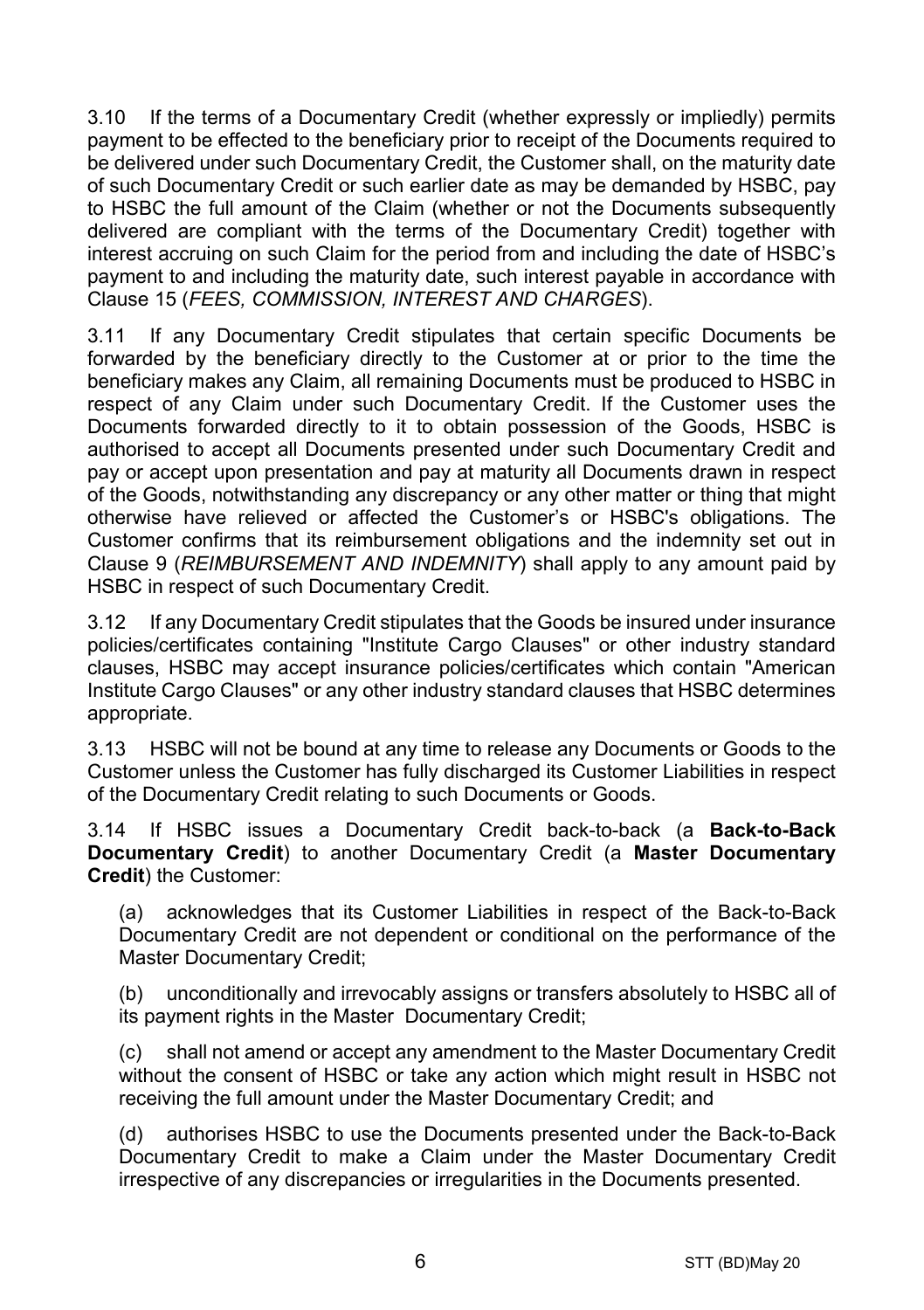3.10 If the terms of a Documentary Credit (whether expressly or impliedly) permits payment to be effected to the beneficiary prior to receipt of the Documents required to be delivered under such Documentary Credit, the Customer shall, on the maturity date of such Documentary Credit or such earlier date as may be demanded by HSBC, pay to HSBC the full amount of the Claim (whether or not the Documents subsequently delivered are compliant with the terms of the Documentary Credit) together with interest accruing on such Claim for the period from and including the date of HSBC's payment to and including the maturity date, such interest payable in accordance with Clause 15 (*FEES, COMMISSION, INTEREST AND CHARGES*).

3.11 If any Documentary Credit stipulates that certain specific Documents be forwarded by the beneficiary directly to the Customer at or prior to the time the beneficiary makes any Claim, all remaining Documents must be produced to HSBC in respect of any Claim under such Documentary Credit. If the Customer uses the Documents forwarded directly to it to obtain possession of the Goods, HSBC is authorised to accept all Documents presented under such Documentary Credit and pay or accept upon presentation and pay at maturity all Documents drawn in respect of the Goods, notwithstanding any discrepancy or any other matter or thing that might otherwise have relieved or affected the Customer's or HSBC's obligations. The Customer confirms that its reimbursement obligations and the indemnity set out in Clause 9 (*REIMBURSEMENT AND INDEMNITY*) shall apply to any amount paid by HSBC in respect of such Documentary Credit.

3.12 If any Documentary Credit stipulates that the Goods be insured under insurance policies/certificates containing "Institute Cargo Clauses" or other industry standard clauses, HSBC may accept insurance policies/certificates which contain "American Institute Cargo Clauses" or any other industry standard clauses that HSBC determines appropriate.

3.13 HSBC will not be bound at any time to release any Documents or Goods to the Customer unless the Customer has fully discharged its Customer Liabilities in respect of the Documentary Credit relating to such Documents or Goods.

3.14 If HSBC issues a Documentary Credit back-to-back (a **Back-to-Back Documentary Credit**) to another Documentary Credit (a **Master Documentary Credit**) the Customer:

(a) acknowledges that its Customer Liabilities in respect of the Back-to-Back Documentary Credit are not dependent or conditional on the performance of the Master Documentary Credit;

(b) unconditionally and irrevocably assigns or transfers absolutely to HSBC all of its payment rights in the Master Documentary Credit;

(c) shall not amend or accept any amendment to the Master Documentary Credit without the consent of HSBC or take any action which might result in HSBC not receiving the full amount under the Master Documentary Credit; and

(d) authorises HSBC to use the Documents presented under the Back-to-Back Documentary Credit to make a Claim under the Master Documentary Credit irrespective of any discrepancies or irregularities in the Documents presented.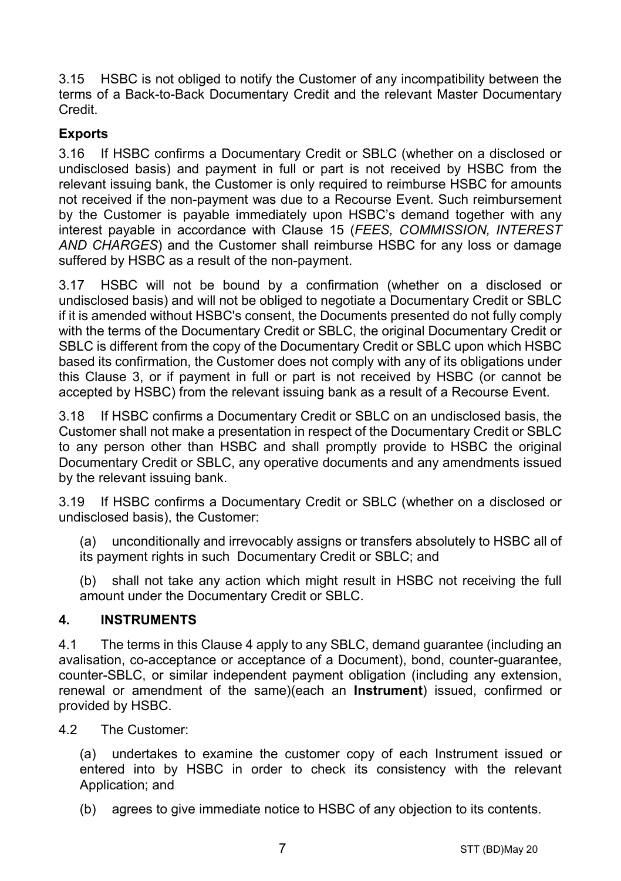3.15 HSBC is not obliged to notify the Customer of any incompatibility between the terms of a Back-to-Back Documentary Credit and the relevant Master Documentary Credit.

**Exports**

3.16 If HSBC confirms a Documentary Credit or SBLC (whether on a disclosed or undisclosed basis) and payment in full or part is not received by HSBC from the relevant issuing bank, the Customer is only required to reimburse HSBC for amounts not received if the non-payment was due to a Recourse Event. Such reimbursement by the Customer is payable immediately upon HSBC's demand together with any interest payable in accordance with Clause 15 (*FEES, COMMISSION, INTEREST AND CHARGES*) and the Customer shall reimburse HSBC for any loss or damage suffered by HSBC as a result of the non-payment.

3.17 HSBC will not be bound by a confirmation (whether on a disclosed or undisclosed basis) and will not be obliged to negotiate a Documentary Credit or SBLC if it is amended without HSBC's consent, the Documents presented do not fully comply with the terms of the Documentary Credit or SBLC, the original Documentary Credit or SBLC is different from the copy of the Documentary Credit or SBLC upon which HSBC based its confirmation, the Customer does not comply with any of its obligations under this Clause 3, or if payment in full or part is not received by HSBC (or cannot be accepted by HSBC) from the relevant issuing bank as a result of a Recourse Event.

3.18 If HSBC confirms a Documentary Credit or SBLC on an undisclosed basis, the Customer shall not make a presentation in respect of the Documentary Credit or SBLC to any person other than HSBC and shall promptly provide to HSBC the original Documentary Credit or SBLC, any operative documents and any amendments issued by the relevant issuing bank.

3.19 If HSBC confirms a Documentary Credit or SBLC (whether on a disclosed or undisclosed basis), the Customer:

(a) unconditionally and irrevocably assigns or transfers absolutely to HSBC all of its payment rights in such Documentary Credit or SBLC; and

(b) shall not take any action which might result in HSBC not receiving the full amount under the Documentary Credit or SBLC.

## 4. INSTRUMENTS

4.1 The terms in this Clause 4 apply to any SBLC, demand guarantee (including an avalisation, co-acceptance or acceptance of a Document), bond, counter-guarantee, counter-SBLC, or similar independent payment obligation (including any extension, renewal or amendment of the same)(each an **Instrument**) issued, confirmed or provided by HSBC.

4.2 The Customer:

(a) undertakes to examine the customer copy of each Instrument issued or entered into by HSBC in order to check its consistency with the relevant Application; and

(b) agrees to give immediate notice to HSBC of any objection to its contents.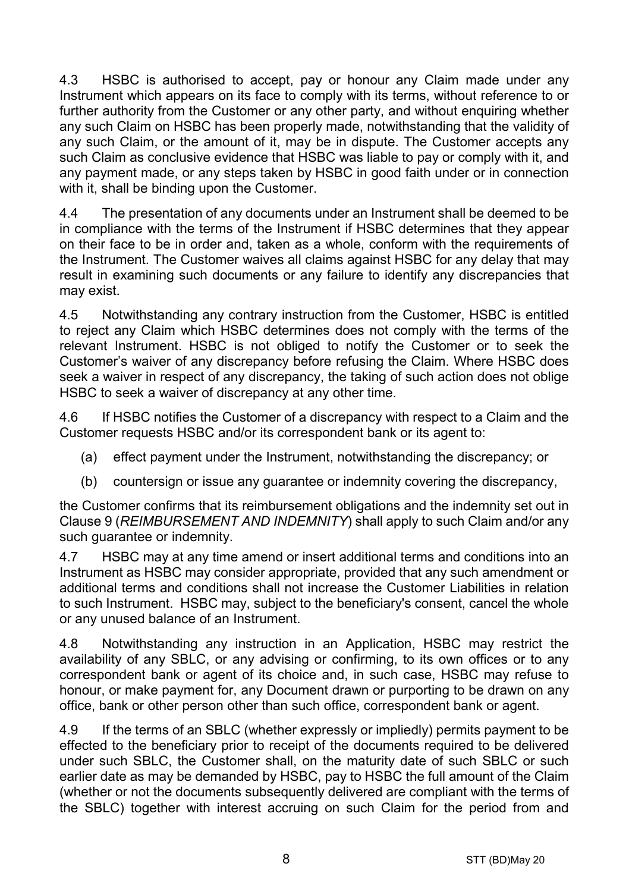4.3 HSBC is authorised to accept, pay or honour any Claim made under any Instrument which appears on its face to comply with its terms, without reference to or further authority from the Customer or any other party, and without enquiring whether any such Claim on HSBC has been properly made, notwithstanding that the validity of any such Claim, or the amount of it, may be in dispute. The Customer accepts any such Claim as conclusive evidence that HSBC was liable to pay or comply with it, and any payment made, or any steps taken by HSBC in good faith under or in connection with it, shall be binding upon the Customer.

4.4 The presentation of any documents under an Instrument shall be deemed to be in compliance with the terms of the Instrument if HSBC determines that they appear on their face to be in order and, taken as a whole, conform with the requirements of the Instrument. The Customer waives all claims against HSBC for any delay that may result in examining such documents or any failure to identify any discrepancies that may exist.

4.5 Notwithstanding any contrary instruction from the Customer, HSBC is entitled to reject any Claim which HSBC determines does not comply with the terms of the relevant Instrument. HSBC is not obliged to notify the Customer or to seek the Customer's waiver of any discrepancy before refusing the Claim. Where HSBC does seek a waiver in respect of any discrepancy, the taking of such action does not oblige HSBC to seek a waiver of discrepancy at any other time.

4.6 If HSBC notifies the Customer of a discrepancy with respect to a Claim and the Customer requests HSBC and/or its correspondent bank or its agent to:

(a) effect payment under the Instrument, notwithstanding the discrepancy; or

(b) countersign or issue any guarantee or indemnity covering the discrepancy,

the Customer confirms that its reimbursement obligations and the indemnity set out in Clause 9 (*REIMBURSEMENT AND INDEMNITY*) shall apply to such Claim and/or any such guarantee or indemnity.

4.7 HSBC may at any time amend or insert additional terms and conditions into an Instrument as HSBC may consider appropriate, provided that any such amendment or additional terms and conditions shall not increase the Customer Liabilities in relation to such Instrument. HSBC may, subject to the beneficiary's consent, cancel the whole or any unused balance of an Instrument.

4.8 Notwithstanding any instruction in an Application, HSBC may restrict the availability of any SBLC, or any advising or confirming, to its own offices or to any correspondent bank or agent of its choice and, in such case, HSBC may refuse to honour, or make payment for, any Document drawn or purporting to be drawn on any office, bank or other person other than such office, correspondent bank or agent.

4.9 If the terms of an SBLC (whether expressly or impliedly) permits payment to be effected to the beneficiary prior to receipt of the documents required to be delivered under such SBLC, the Customer shall, on the maturity date of such SBLC or such earlier date as may be demanded by HSBC, pay to HSBC the full amount of the Claim (whether or not the documents subsequently delivered are compliant with the terms of the SBLC) together with interest accruing on such Claim for the period from and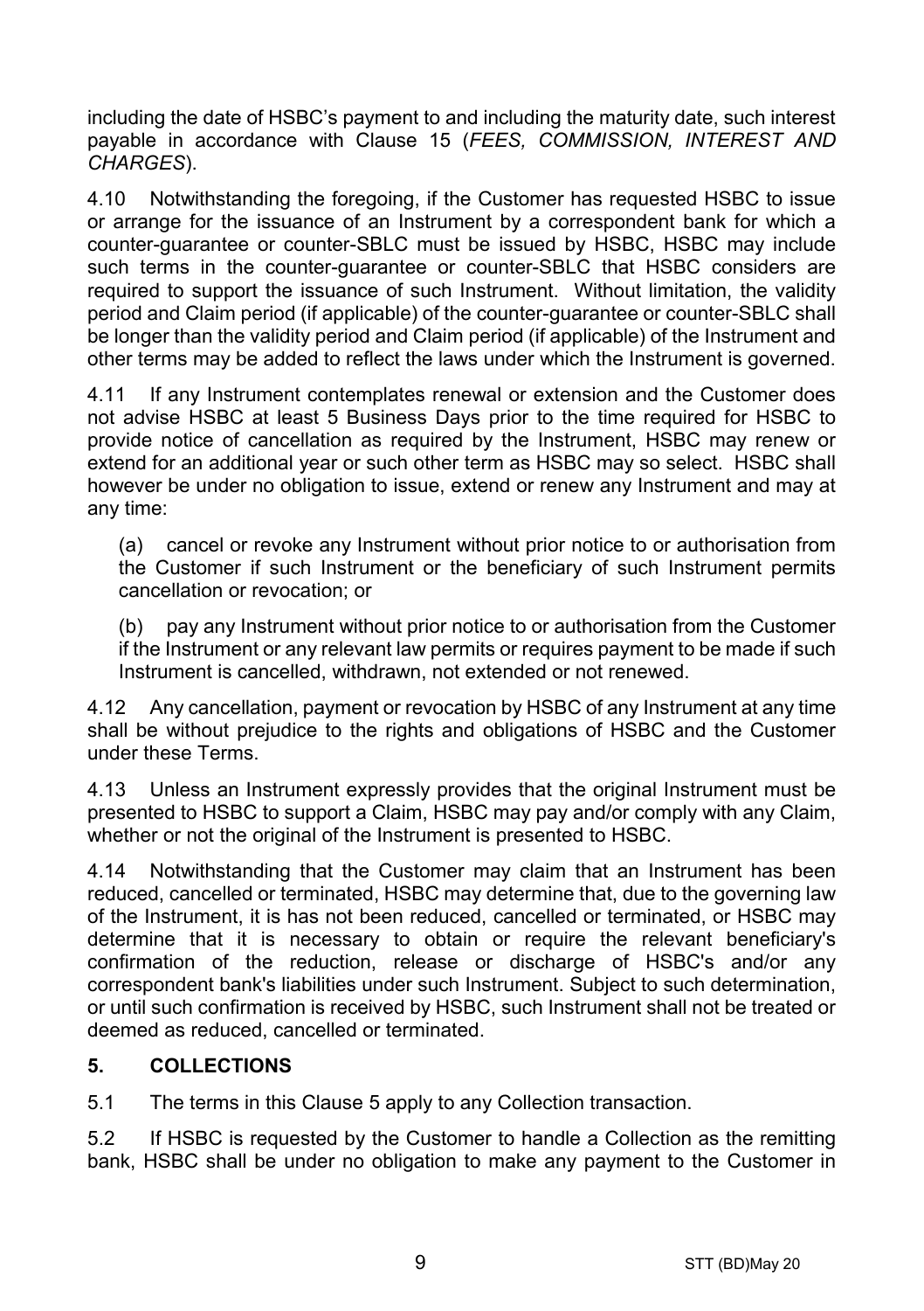including the date of HSBC's payment to and including the maturity date, such interest payable in accordance with Clause 15 (*FEES, COMMISSION, INTEREST AND CHARGES*).

4.10 Notwithstanding the foregoing, if the Customer has requested HSBC to issue or arrange for the issuance of an Instrument by a correspondent bank for which a counter-guarantee or counter-SBLC must be issued by HSBC, HSBC may include such terms in the counter-guarantee or counter-SBLC that HSBC considers are required to support the issuance of such Instrument. Without limitation, the validity period and Claim period (if applicable) of the counter-guarantee or counter-SBLC shall be longer than the validity period and Claim period (if applicable) of the Instrument and other terms may be added to reflect the laws under which the Instrument is governed.

4.11 If any Instrument contemplates renewal or extension and the Customer does not advise HSBC at least 5 Business Days prior to the time required for HSBC to provide notice of cancellation as required by the Instrument, HSBC may renew or extend for an additional year or such other term as HSBC may so select. HSBC shall however be under no obligation to issue, extend or renew any Instrument and may at any time:

(a) cancel or revoke any Instrument without prior notice to or authorisation from the Customer if such Instrument or the beneficiary of such Instrument permits cancellation or revocation; or

(b) pay any Instrument without prior notice to or authorisation from the Customer if the Instrument or any relevant law permits or requires payment to be made if such Instrument is cancelled, withdrawn, not extended or not renewed.

4.12 Any cancellation, payment or revocation by HSBC of any Instrument at any time shall be without prejudice to the rights and obligations of HSBC and the Customer under these Terms.

4.13 Unless an Instrument expressly provides that the original Instrument must be presented to HSBC to support a Claim, HSBC may pay and/or comply with any Claim, whether or not the original of the Instrument is presented to HSBC.

4.14 Notwithstanding that the Customer may claim that an Instrument has been reduced, cancelled or terminated, HSBC may determine that, due to the governing law of the Instrument, it is has not been reduced, cancelled or terminated, or HSBC may determine that it is necessary to obtain or require the relevant beneficiary's confirmation of the reduction, release or discharge of HSBC's and/or any correspondent bank's liabilities under such Instrument. Subject to such determination, or until such confirmation is received by HSBC, such Instrument shall not be treated or deemed as reduced, cancelled or terminated.

## 5. COLLECTIONS

5.1 The terms in this Clause 5 apply to any Collection transaction.

5.2 If HSBC is requested by the Customer to handle a Collection as the remitting bank, HSBC shall be under no obligation to make any payment to the Customer in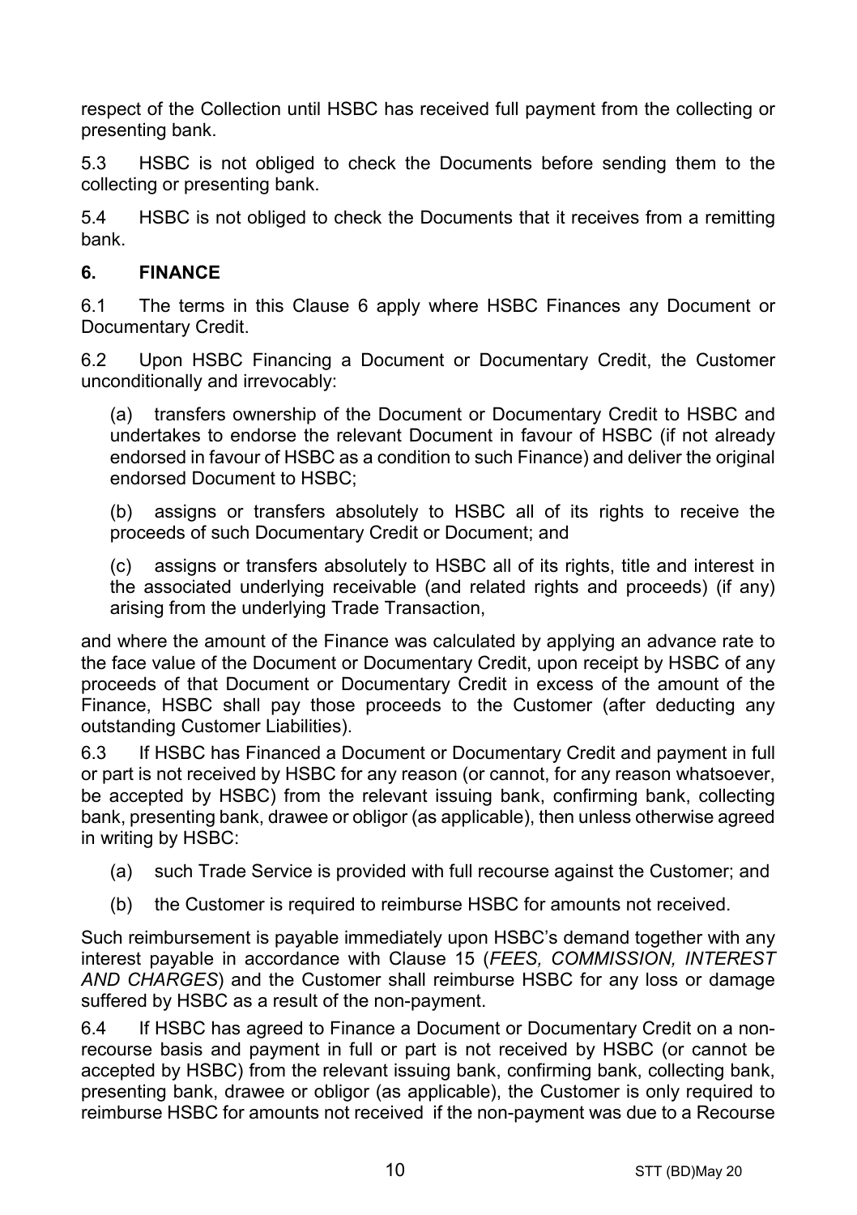respect of the Collection until HSBC has received full payment from the collecting or presenting bank.

5.3 HSBC is not obliged to check the Documents before sending them to the collecting or presenting bank.

5.4 HSBC is not obliged to check the Documents that it receives from a remitting bank.

## 6. FINANCE

6.1 The terms in this Clause 6 apply where HSBC Finances any Document or Documentary Credit.

6.2 Upon HSBC Financing a Document or Documentary Credit, the Customer unconditionally and irrevocably:

(a) transfers ownership of the Document or Documentary Credit to HSBC and undertakes to endorse the relevant Document in favour of HSBC (if not already endorsed in favour of HSBC as a condition to such Finance) and deliver the original endorsed Document to HSBC;

(b) assigns or transfers absolutely to HSBC all of its rights to receive the proceeds of such Documentary Credit or Document; and

(c) assigns or transfers absolutely to HSBC all of its rights, title and interest in the associated underlying receivable (and related rights and proceeds) (if any) arising from the underlying Trade Transaction,

and where the amount of the Finance was calculated by applying an advance rate to the face value of the Document or Documentary Credit, upon receipt by HSBC of any proceeds of that Document or Documentary Credit in excess of the amount of the Finance, HSBC shall pay those proceeds to the Customer (after deducting any outstanding Customer Liabilities).

6.3 If HSBC has Financed a Document or Documentary Credit and payment in full or part is not received by HSBC for any reason (or cannot, for any reason whatsoever, be accepted by HSBC) from the relevant issuing bank, confirming bank, collecting bank, presenting bank, drawee or obligor (as applicable), then unless otherwise agreed in writing by HSBC:

(a) such Trade Service is provided with full recourse against the Customer; and

(b) the Customer is required to reimburse HSBC for amounts not received.

Such reimbursement is payable immediately upon HSBC's demand together with any interest payable in accordance with Clause 15 (*FEES, COMMISSION, INTEREST AND CHARGES*) and the Customer shall reimburse HSBC for any loss or damage suffered by HSBC as a result of the non-payment.

6.4 If HSBC has agreed to Finance a Document or Documentary Credit on a non-recourse basis and payment in full or part is not received by HSBC (or cannot be accepted by HSBC) from the relevant issuing bank, confirming bank, collecting bank, presenting bank, drawee or obligor (as applicable), the Customer is only required to reimburse HSBC for amounts not received if the non-payment was due to a Recourse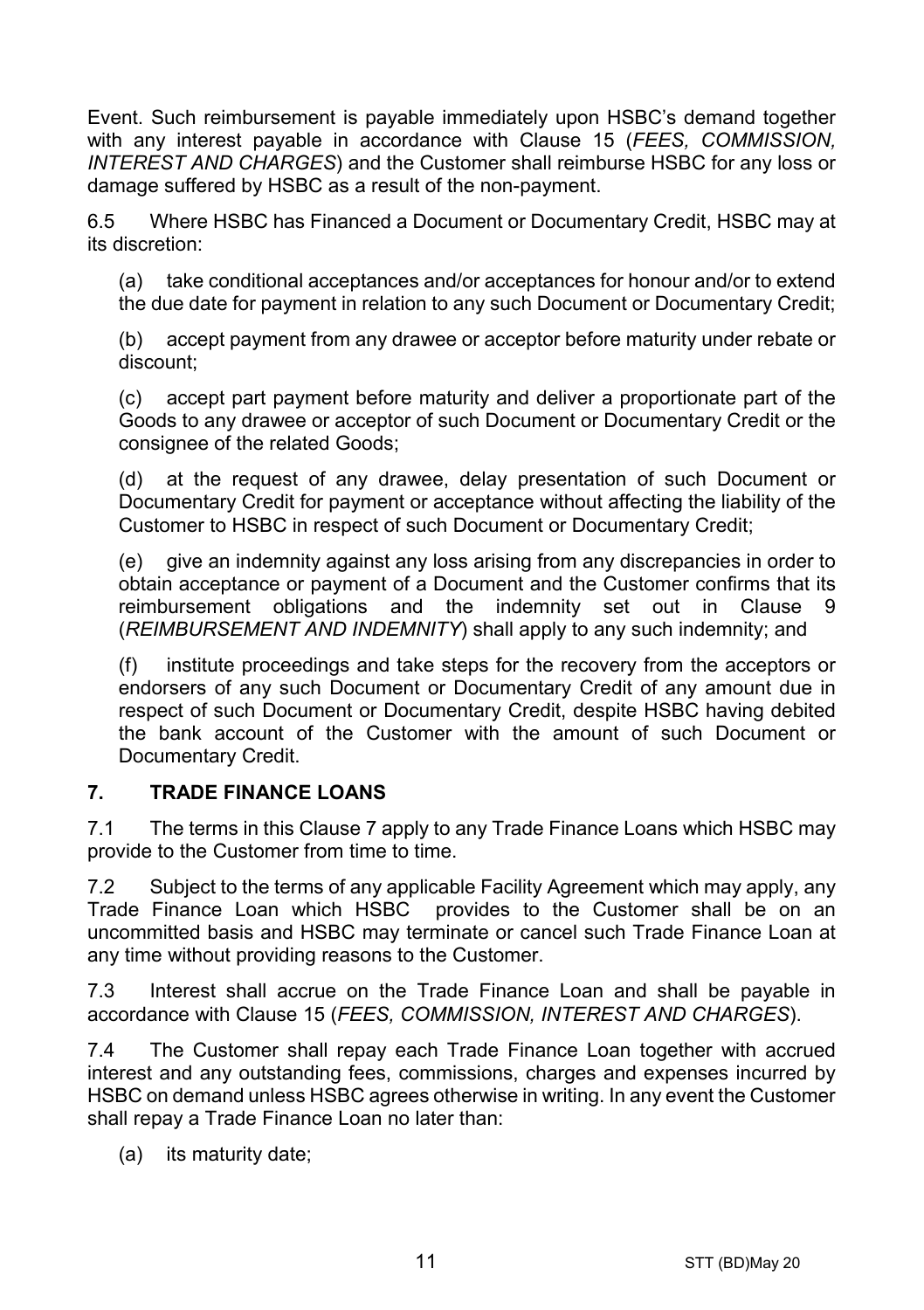Event. Such reimbursement is payable immediately upon HSBC's demand together with any interest payable in accordance with Clause 15 (*FEES, COMMISSION, INTEREST AND CHARGES*) and the Customer shall reimburse HSBC for any loss or damage suffered by HSBC as a result of the non-payment.

6.5 Where HSBC has Financed a Document or Documentary Credit, HSBC may at its discretion:

(a) take conditional acceptances and/or acceptances for honour and/or to extend the due date for payment in relation to any such Document or Documentary Credit;

(b) accept payment from any drawee or acceptor before maturity under rebate or discount;

(c) accept part payment before maturity and deliver a proportionate part of the Goods to any drawee or acceptor of such Document or Documentary Credit or the consignee of the related Goods;

(d) at the request of any drawee, delay presentation of such Document or Documentary Credit for payment or acceptance without affecting the liability of the Customer to HSBC in respect of such Document or Documentary Credit;

(e) give an indemnity against any loss arising from any discrepancies in order to obtain acceptance or payment of a Document and the Customer confirms that its reimbursement obligations and the indemnity set out in Clause 9 (*REIMBURSEMENT AND INDEMNITY*) shall apply to any such indemnity; and

(f) institute proceedings and take steps for the recovery from the acceptors or endorsers of any such Document or Documentary Credit of any amount due in respect of such Document or Documentary Credit, despite HSBC having debited the bank account of the Customer with the amount of such Document or Documentary Credit.

## 7. TRADE FINANCE LOANS

7.1 The terms in this Clause 7 apply to any Trade Finance Loans which HSBC may provide to the Customer from time to time.

7.2 Subject to the terms of any applicable Facility Agreement which may apply, any Trade Finance Loan which HSBC provides to the Customer shall be on an uncommitted basis and HSBC may terminate or cancel such Trade Finance Loan at any time without providing reasons to the Customer.

7.3 Interest shall accrue on the Trade Finance Loan and shall be payable in accordance with Clause 15 (*FEES, COMMISSION, INTEREST AND CHARGES*).

7.4 The Customer shall repay each Trade Finance Loan together with accrued interest and any outstanding fees, commissions, charges and expenses incurred by HSBC on demand unless HSBC agrees otherwise in writing. In any event the Customer shall repay a Trade Finance Loan no later than:

(a) its maturity date;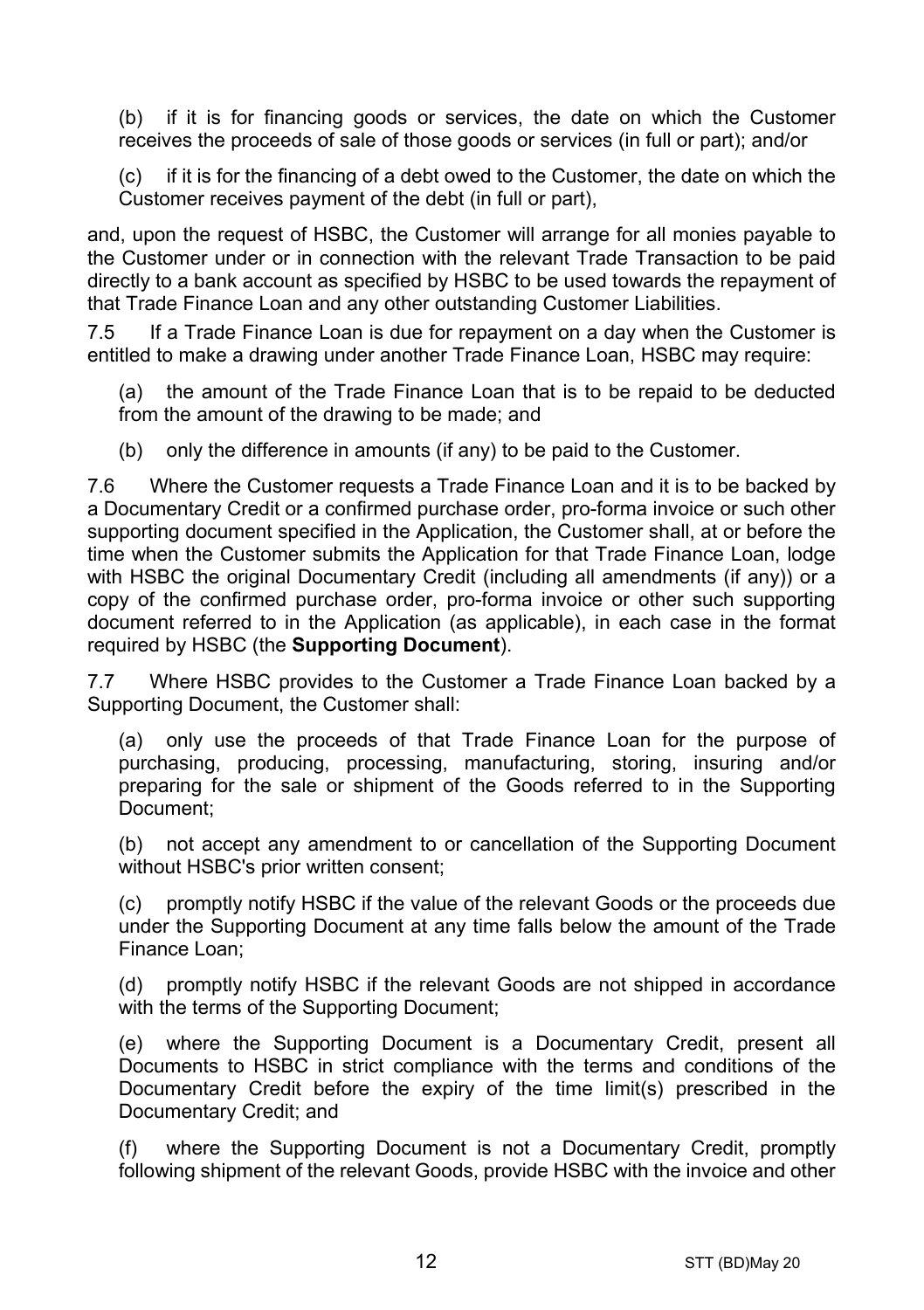(b) if it is for financing goods or services, the date on which the Customer receives the proceeds of sale of those goods or services (in full or part); and/or

(c) if it is for the financing of a debt owed to the Customer, the date on which the Customer receives payment of the debt (in full or part),

and, upon the request of HSBC, the Customer will arrange for all monies payable to the Customer under or in connection with the relevant Trade Transaction to be paid directly to a bank account as specified by HSBC to be used towards the repayment of that Trade Finance Loan and any other outstanding Customer Liabilities.

7.5 If a Trade Finance Loan is due for repayment on a day when the Customer is entitled to make a drawing under another Trade Finance Loan, HSBC may require:

(a) the amount of the Trade Finance Loan that is to be repaid to be deducted from the amount of the drawing to be made; and

(b) only the difference in amounts (if any) to be paid to the Customer.

7.6 Where the Customer requests a Trade Finance Loan and it is to be backed by a Documentary Credit or a confirmed purchase order, pro-forma invoice or such other supporting document specified in the Application, the Customer shall, at or before the time when the Customer submits the Application for that Trade Finance Loan, lodge with HSBC the original Documentary Credit (including all amendments (if any)) or a copy of the confirmed purchase order, pro-forma invoice or other such supporting document referred to in the Application (as applicable), in each case in the format required by HSBC (the **Supporting Document**).

7.7 Where HSBC provides to the Customer a Trade Finance Loan backed by a Supporting Document, the Customer shall:

(a) only use the proceeds of that Trade Finance Loan for the purpose of purchasing, producing, processing, manufacturing, storing, insuring and/or preparing for the sale or shipment of the Goods referred to in the Supporting Document;

(b) not accept any amendment to or cancellation of the Supporting Document without HSBC's prior written consent;

(c) promptly notify HSBC if the value of the relevant Goods or the proceeds due under the Supporting Document at any time falls below the amount of the Trade Finance Loan;

(d) promptly notify HSBC if the relevant Goods are not shipped in accordance with the terms of the Supporting Document;

(e) where the Supporting Document is a Documentary Credit, present all Documents to HSBC in strict compliance with the terms and conditions of the Documentary Credit before the expiry of the time limit(s) prescribed in the Documentary Credit; and

(f) where the Supporting Document is not a Documentary Credit, promptly following shipment of the relevant Goods, provide HSBC with the invoice and other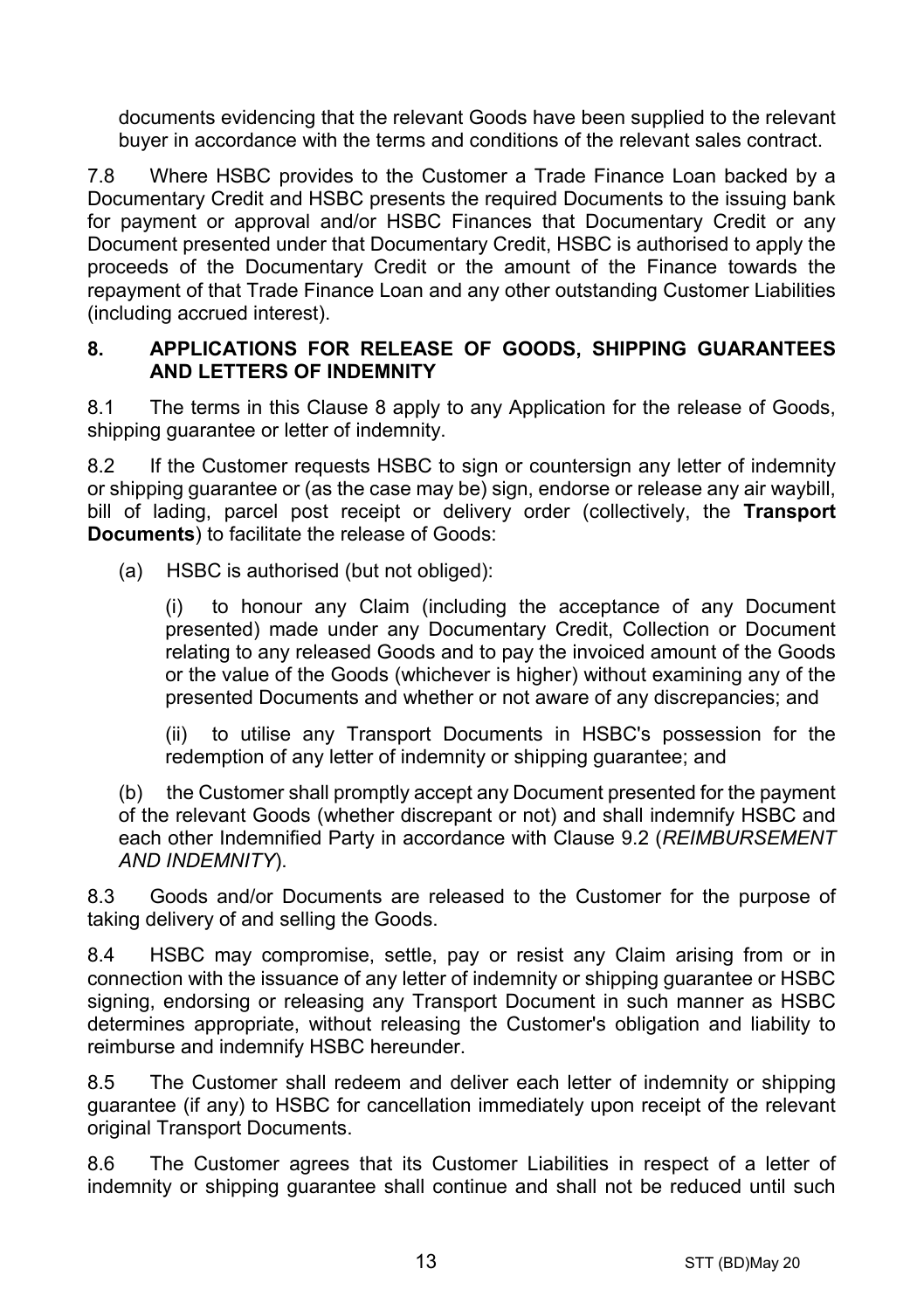documents evidencing that the relevant Goods have been supplied to the relevant buyer in accordance with the terms and conditions of the relevant sales contract.

7.8 Where HSBC provides to the Customer a Trade Finance Loan backed by a Documentary Credit and HSBC presents the required Documents to the issuing bank for payment or approval and/or HSBC Finances that Documentary Credit or any Document presented under that Documentary Credit, HSBC is authorised to apply the proceeds of the Documentary Credit or the amount of the Finance towards the repayment of that Trade Finance Loan and any other outstanding Customer Liabilities (including accrued interest).

## 8. APPLICATIONS FOR RELEASE OF GOODS, SHIPPING GUARANTEES AND LETTERS OF INDEMNITY

8.1 The terms in this Clause 8 apply to any Application for the release of Goods, shipping guarantee or letter of indemnity.

8.2 If the Customer requests HSBC to sign or countersign any letter of indemnity or shipping guarantee or (as the case may be) sign, endorse or release any air waybill, bill of lading, parcel post receipt or delivery order (collectively, the **Transport Documents**) to facilitate the release of Goods:

(a) HSBC is authorised (but not obliged):

(i) to honour any Claim (including the acceptance of any Document presented) made under any Documentary Credit, Collection or Document relating to any released Goods and to pay the invoiced amount of the Goods or the value of the Goods (whichever is higher) without examining any of the presented Documents and whether or not aware of any discrepancies; and

(ii) to utilise any Transport Documents in HSBC's possession for the redemption of any letter of indemnity or shipping guarantee; and

(b) the Customer shall promptly accept any Document presented for the payment of the relevant Goods (whether discrepant or not) and shall indemnify HSBC and each other Indemnified Party in accordance with Clause 9.2 (*REIMBURSEMENT AND INDEMNITY*).

8.3 Goods and/or Documents are released to the Customer for the purpose of taking delivery of and selling the Goods.

8.4 HSBC may compromise, settle, pay or resist any Claim arising from or in connection with the issuance of any letter of indemnity or shipping guarantee or HSBC signing, endorsing or releasing any Transport Document in such manner as HSBC determines appropriate, without releasing the Customer's obligation and liability to reimburse and indemnify HSBC hereunder.

8.5 The Customer shall redeem and deliver each letter of indemnity or shipping guarantee (if any) to HSBC for cancellation immediately upon receipt of the relevant original Transport Documents.

8.6 The Customer agrees that its Customer Liabilities in respect of a letter of indemnity or shipping guarantee shall continue and shall not be reduced until such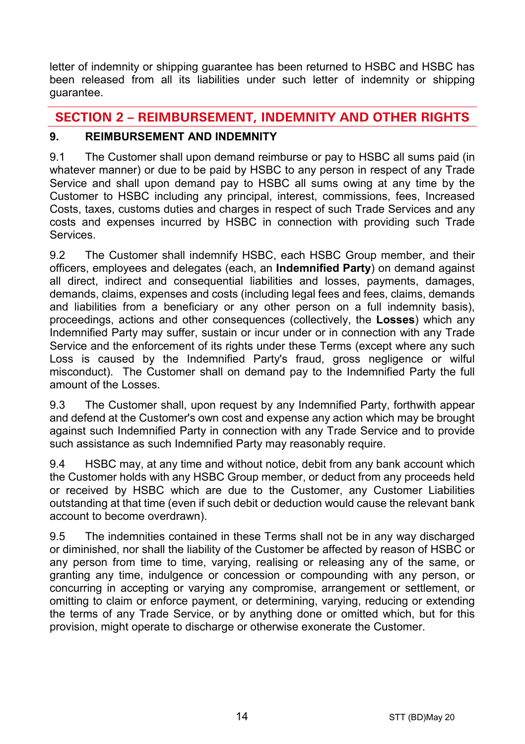letter of indemnity or shipping guarantee has been returned to HSBC and HSBC has been released from all its liabilities under such letter of indemnity or shipping guarantee.

## SECTION 2 – REIMBURSEMENT, INDEMNITY AND OTHER RIGHTS

### 9. REIMBURSEMENT AND INDEMNITY

9.1 The Customer shall upon demand reimburse or pay to HSBC all sums paid (in whatever manner) or due to be paid by HSBC to any person in respect of any Trade Service and shall upon demand pay to HSBC all sums owing at any time by the Customer to HSBC including any principal, interest, commissions, fees, Increased Costs, taxes, customs duties and charges in respect of such Trade Services and any costs and expenses incurred by HSBC in connection with providing such Trade Services.

9.2 The Customer shall indemnify HSBC, each HSBC Group member, and their officers, employees and delegates (each, an **Indemnified Party**) on demand against all direct, indirect and consequential liabilities and losses, payments, damages, demands, claims, expenses and costs (including legal fees and fees, claims, demands and liabilities from a beneficiary or any other person on a full indemnity basis), proceedings, actions and other consequences (collectively, the **Losses**) which any Indemnified Party may suffer, sustain or incur under or in connection with any Trade Service and the enforcement of its rights under these Terms (except where any such Loss is caused by the Indemnified Party's fraud, gross negligence or wilful misconduct). The Customer shall on demand pay to the Indemnified Party the full amount of the Losses.

9.3 The Customer shall, upon request by any Indemnified Party, forthwith appear and defend at the Customer's own cost and expense any action which may be brought against such Indemnified Party in connection with any Trade Service and to provide such assistance as such Indemnified Party may reasonably require.

9.4 HSBC may, at any time and without notice, debit from any bank account which the Customer holds with any HSBC Group member, or deduct from any proceeds held or received by HSBC which are due to the Customer, any Customer Liabilities outstanding at that time (even if such debit or deduction would cause the relevant bank account to become overdrawn).

9.5 The indemnities contained in these Terms shall not be in any way discharged or diminished, nor shall the liability of the Customer be affected by reason of HSBC or any person from time to time, varying, realising or releasing any of the same, or granting any time, indulgence or concession or compounding with any person, or concurring in accepting or varying any compromise, arrangement or settlement, or omitting to claim or enforce payment, or determining, varying, reducing or extending the terms of any Trade Service, or by anything done or omitted which, but for this provision, might operate to discharge or otherwise exonerate the Customer.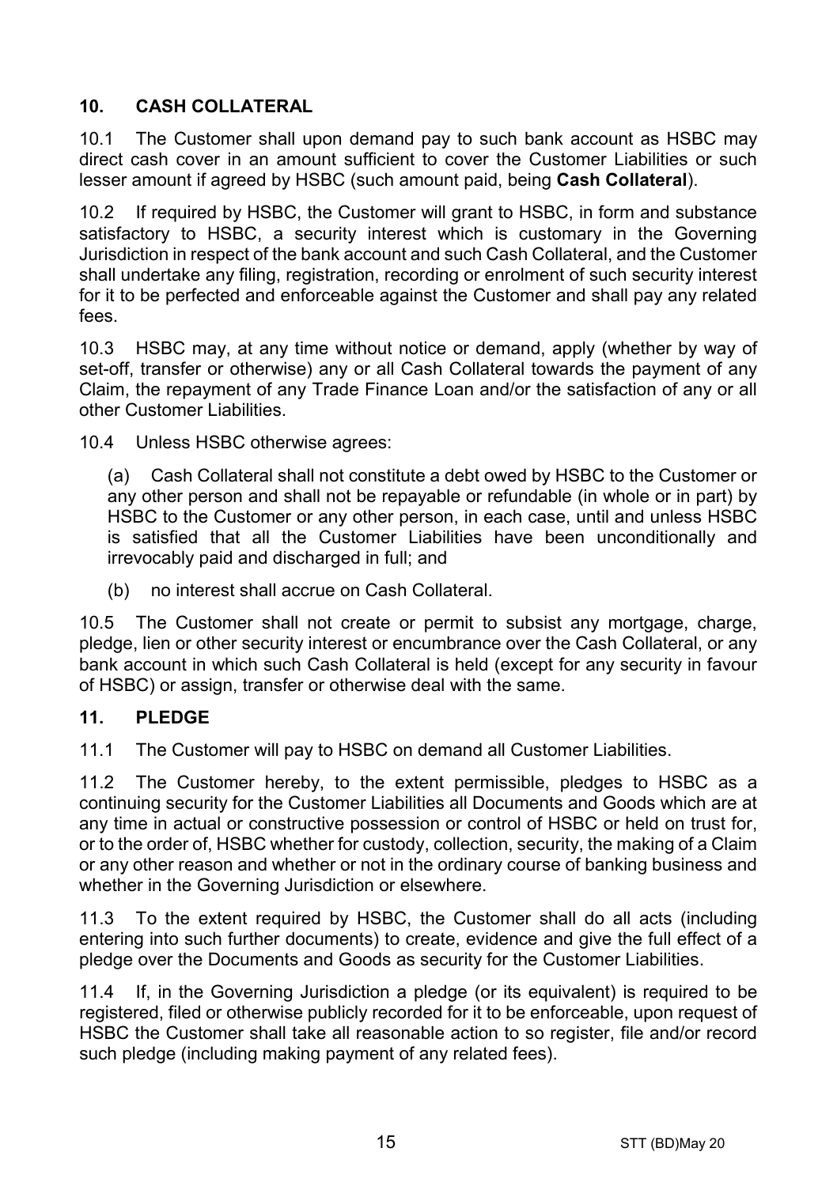## 10. CASH COLLATERAL

10.1 The Customer shall upon demand pay to such bank account as HSBC may direct cash cover in an amount sufficient to cover the Customer Liabilities or such lesser amount if agreed by HSBC (such amount paid, being **Cash Collateral**).

10.2 If required by HSBC, the Customer will grant to HSBC, in form and substance satisfactory to HSBC, a security interest which is customary in the Governing Jurisdiction in respect of the bank account and such Cash Collateral, and the Customer shall undertake any filing, registration, recording or enrolment of such security interest for it to be perfected and enforceable against the Customer and shall pay any related fees.

10.3 HSBC may, at any time without notice or demand, apply (whether by way of set-off, transfer or otherwise) any or all Cash Collateral towards the payment of any Claim, the repayment of any Trade Finance Loan and/or the satisfaction of any or all other Customer Liabilities.

10.4 Unless HSBC otherwise agrees:

(a) Cash Collateral shall not constitute a debt owed by HSBC to the Customer or any other person and shall not be repayable or refundable (in whole or in part) by HSBC to the Customer or any other person, in each case, until and unless HSBC is satisfied that all the Customer Liabilities have been unconditionally and irrevocably paid and discharged in full; and

(b) no interest shall accrue on Cash Collateral.

10.5 The Customer shall not create or permit to subsist any mortgage, charge, pledge, lien or other security interest or encumbrance over the Cash Collateral, or any bank account in which such Cash Collateral is held (except for any security in favour of HSBC) or assign, transfer or otherwise deal with the same.

## 11. PLEDGE

11.1 The Customer will pay to HSBC on demand all Customer Liabilities.

11.2 The Customer hereby, to the extent permissible, pledges to HSBC as a continuing security for the Customer Liabilities all Documents and Goods which are at any time in actual or constructive possession or control of HSBC or held on trust for, or to the order of, HSBC whether for custody, collection, security, the making of a Claim or any other reason and whether or not in the ordinary course of banking business and whether in the Governing Jurisdiction or elsewhere.

11.3 To the extent required by HSBC, the Customer shall do all acts (including entering into such further documents) to create, evidence and give the full effect of a pledge over the Documents and Goods as security for the Customer Liabilities.

11.4 If, in the Governing Jurisdiction a pledge (or its equivalent) is required to be registered, filed or otherwise publicly recorded for it to be enforceable, upon request of HSBC the Customer shall take all reasonable action to so register, file and/or record such pledge (including making payment of any related fees).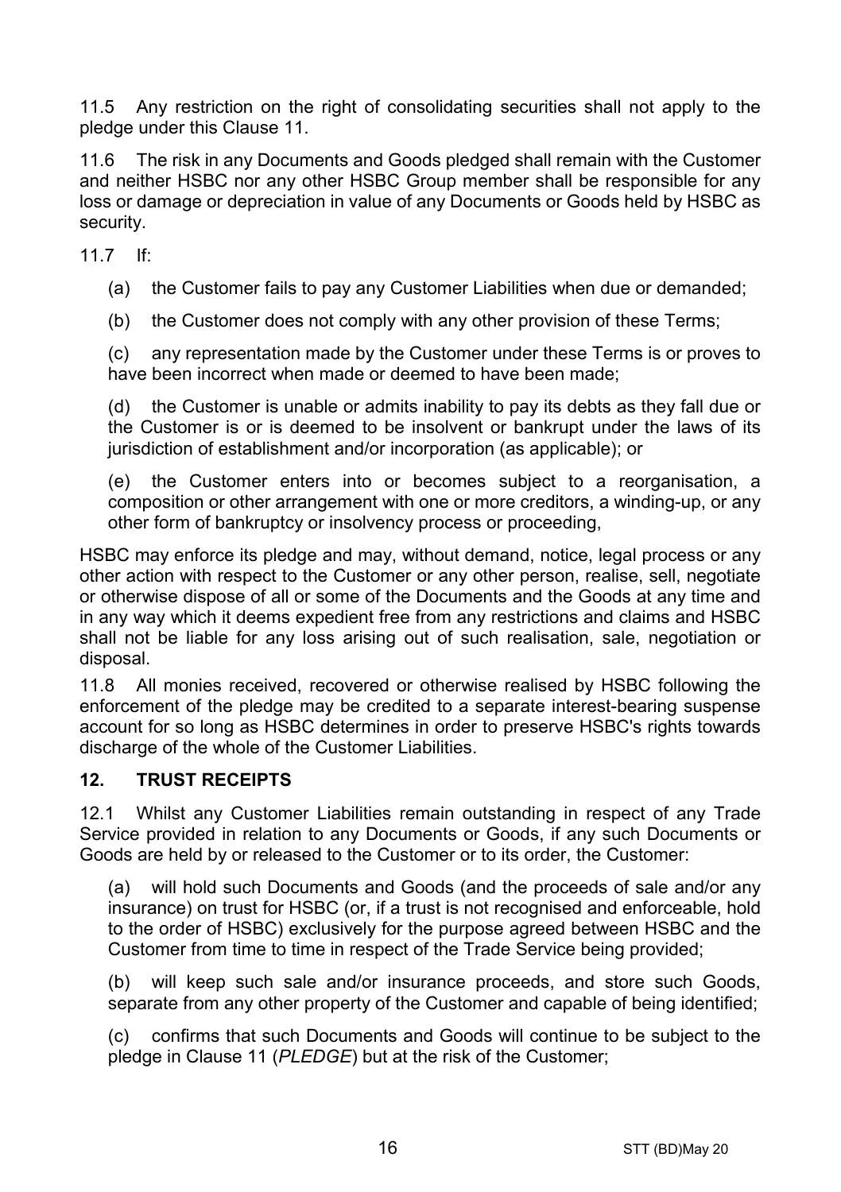11.5 Any restriction on the right of consolidating securities shall not apply to the pledge under this Clause 11.

11.6 The risk in any Documents and Goods pledged shall remain with the Customer and neither HSBC nor any other HSBC Group member shall be responsible for any loss or damage or depreciation in value of any Documents or Goods held by HSBC as security.

11.7 If:

(a) the Customer fails to pay any Customer Liabilities when due or demanded;

(b) the Customer does not comply with any other provision of these Terms;

(c) any representation made by the Customer under these Terms is or proves to have been incorrect when made or deemed to have been made;

(d) the Customer is unable or admits inability to pay its debts as they fall due or the Customer is or is deemed to be insolvent or bankrupt under the laws of its jurisdiction of establishment and/or incorporation (as applicable); or

(e) the Customer enters into or becomes subject to a reorganisation, a composition or other arrangement with one or more creditors, a winding-up, or any other form of bankruptcy or insolvency process or proceeding,

HSBC may enforce its pledge and may, without demand, notice, legal process or any other action with respect to the Customer or any other person, realise, sell, negotiate or otherwise dispose of all or some of the Documents and the Goods at any time and in any way which it deems expedient free from any restrictions and claims and HSBC shall not be liable for any loss arising out of such realisation, sale, negotiation or disposal.

11.8 All monies received, recovered or otherwise realised by HSBC following the enforcement of the pledge may be credited to a separate interest-bearing suspense account for so long as HSBC determines in order to preserve HSBC's rights towards discharge of the whole of the Customer Liabilities.

## 12. TRUST RECEIPTS

12.1 Whilst any Customer Liabilities remain outstanding in respect of any Trade Service provided in relation to any Documents or Goods, if any such Documents or Goods are held by or released to the Customer or to its order, the Customer:

(a) will hold such Documents and Goods (and the proceeds of sale and/or any insurance) on trust for HSBC (or, if a trust is not recognised and enforceable, hold to the order of HSBC) exclusively for the purpose agreed between HSBC and the Customer from time to time in respect of the Trade Service being provided;

(b) will keep such sale and/or insurance proceeds, and store such Goods, separate from any other property of the Customer and capable of being identified;

(c) confirms that such Documents and Goods will continue to be subject to the pledge in Clause 11 (*PLEDGE*) but at the risk of the Customer;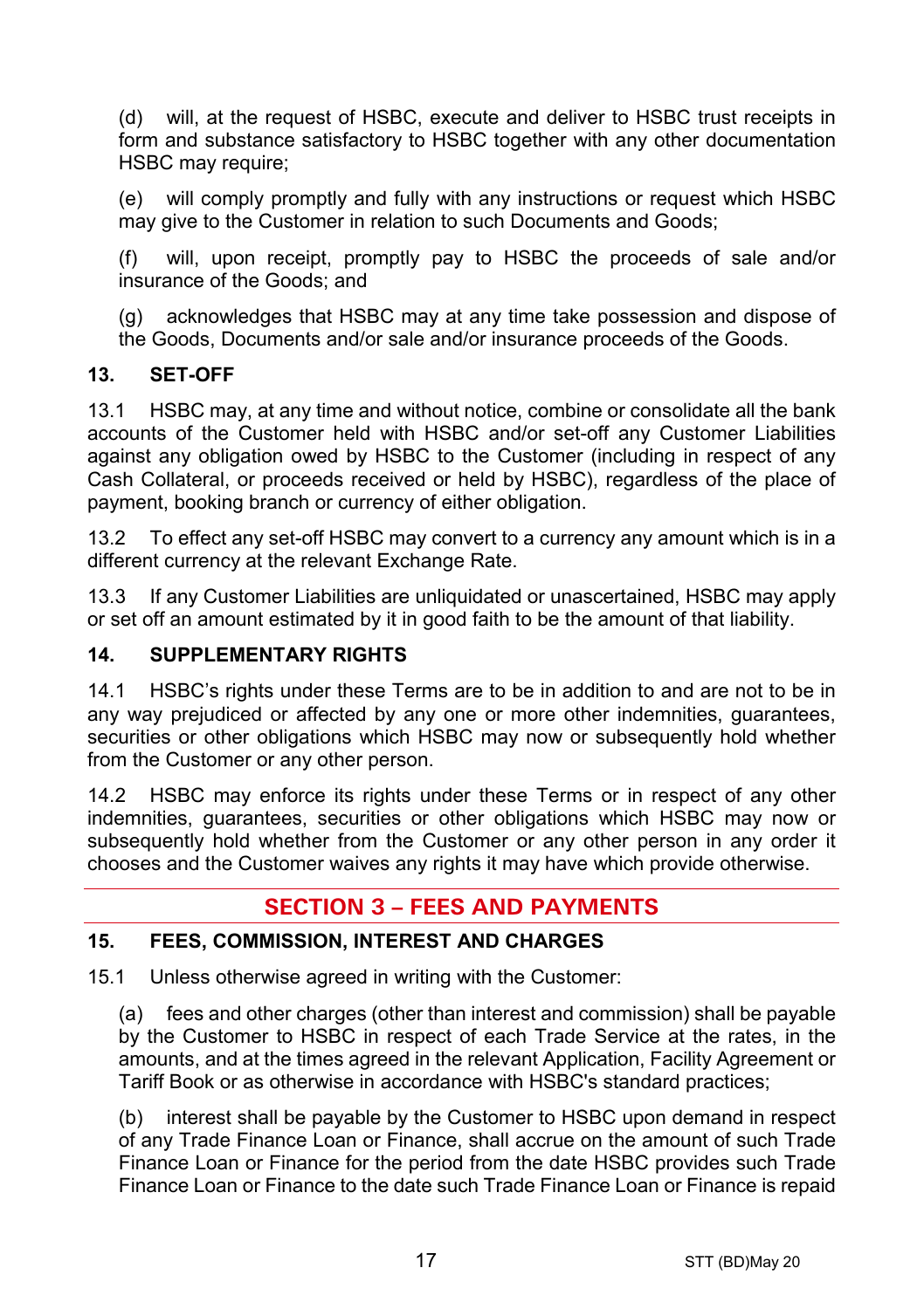(d) will, at the request of HSBC, execute and deliver to HSBC trust receipts in form and substance satisfactory to HSBC together with any other documentation HSBC may require;

(e) will comply promptly and fully with any instructions or request which HSBC may give to the Customer in relation to such Documents and Goods;

(f) will, upon receipt, promptly pay to HSBC the proceeds of sale and/or insurance of the Goods; and

(g) acknowledges that HSBC may at any time take possession and dispose of the Goods, Documents and/or sale and/or insurance proceeds of the Goods.

### 13. SET-OFF

13.1 HSBC may, at any time and without notice, combine or consolidate all the bank accounts of the Customer held with HSBC and/or set-off any Customer Liabilities against any obligation owed by HSBC to the Customer (including in respect of any Cash Collateral, or proceeds received or held by HSBC), regardless of the place of payment, booking branch or currency of either obligation.

13.2 To effect any set-off HSBC may convert to a currency any amount which is in a different currency at the relevant Exchange Rate.

13.3 If any Customer Liabilities are unliquidated or unascertained, HSBC may apply or set off an amount estimated by it in good faith to be the amount of that liability.

### 14. SUPPLEMENTARY RIGHTS

14.1 HSBC's rights under these Terms are to be in addition to and are not to be in any way prejudiced or affected by any one or more other indemnities, guarantees, securities or other obligations which HSBC may now or subsequently hold whether from the Customer or any other person.

14.2 HSBC may enforce its rights under these Terms or in respect of any other indemnities, guarantees, securities or other obligations which HSBC may now or subsequently hold whether from the Customer or any other person in any order it chooses and the Customer waives any rights it may have which provide otherwise.

## SECTION 3 – FEES AND PAYMENTS

### 15. FEES, COMMISSION, INTEREST AND CHARGES

15.1 Unless otherwise agreed in writing with the Customer:

(a) fees and other charges (other than interest and commission) shall be payable by the Customer to HSBC in respect of each Trade Service at the rates, in the amounts, and at the times agreed in the relevant Application, Facility Agreement or Tariff Book or as otherwise in accordance with HSBC's standard practices;

(b) interest shall be payable by the Customer to HSBC upon demand in respect of any Trade Finance Loan or Finance, shall accrue on the amount of such Trade Finance Loan or Finance for the period from the date HSBC provides such Trade Finance Loan or Finance to the date such Trade Finance Loan or Finance is repaid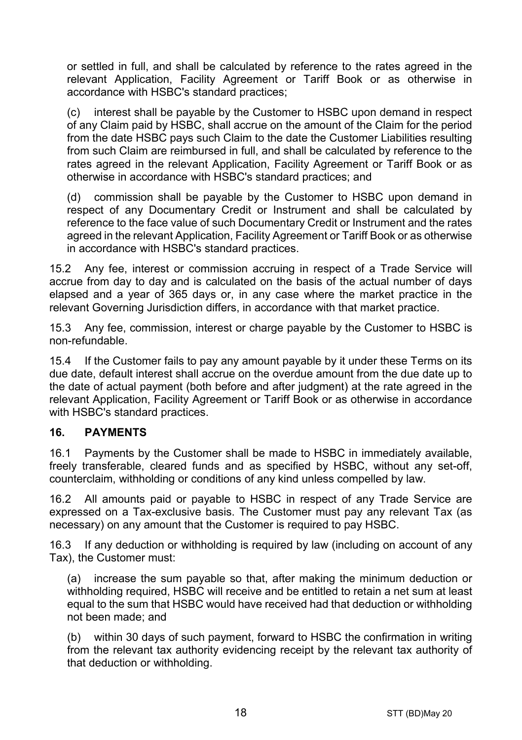or settled in full, and shall be calculated by reference to the rates agreed in the relevant Application, Facility Agreement or Tariff Book or as otherwise in accordance with HSBC's standard practices;

(c) interest shall be payable by the Customer to HSBC upon demand in respect of any Claim paid by HSBC, shall accrue on the amount of the Claim for the period from the date HSBC pays such Claim to the date the Customer Liabilities resulting from such Claim are reimbursed in full, and shall be calculated by reference to the rates agreed in the relevant Application, Facility Agreement or Tariff Book or as otherwise in accordance with HSBC's standard practices; and

(d) commission shall be payable by the Customer to HSBC upon demand in respect of any Documentary Credit or Instrument and shall be calculated by reference to the face value of such Documentary Credit or Instrument and the rates agreed in the relevant Application, Facility Agreement or Tariff Book or as otherwise in accordance with HSBC's standard practices.

15.2 Any fee, interest or commission accruing in respect of a Trade Service will accrue from day to day and is calculated on the basis of the actual number of days elapsed and a year of 365 days or, in any case where the market practice in the relevant Governing Jurisdiction differs, in accordance with that market practice.

15.3 Any fee, commission, interest or charge payable by the Customer to HSBC is non-refundable.

15.4 If the Customer fails to pay any amount payable by it under these Terms on its due date, default interest shall accrue on the overdue amount from the due date up to the date of actual payment (both before and after judgment) at the rate agreed in the relevant Application, Facility Agreement or Tariff Book or as otherwise in accordance with HSBC's standard practices.

## 16. PAYMENTS

16.1 Payments by the Customer shall be made to HSBC in immediately available, freely transferable, cleared funds and as specified by HSBC, without any set-off, counterclaim, withholding or conditions of any kind unless compelled by law.

16.2 All amounts paid or payable to HSBC in respect of any Trade Service are expressed on a Tax-exclusive basis. The Customer must pay any relevant Tax (as necessary) on any amount that the Customer is required to pay HSBC.

16.3 If any deduction or withholding is required by law (including on account of any Tax), the Customer must:

(a) increase the sum payable so that, after making the minimum deduction or withholding required, HSBC will receive and be entitled to retain a net sum at least equal to the sum that HSBC would have received had that deduction or withholding not been made; and

(b) within 30 days of such payment, forward to HSBC the confirmation in writing from the relevant tax authority evidencing receipt by the relevant tax authority of that deduction or withholding.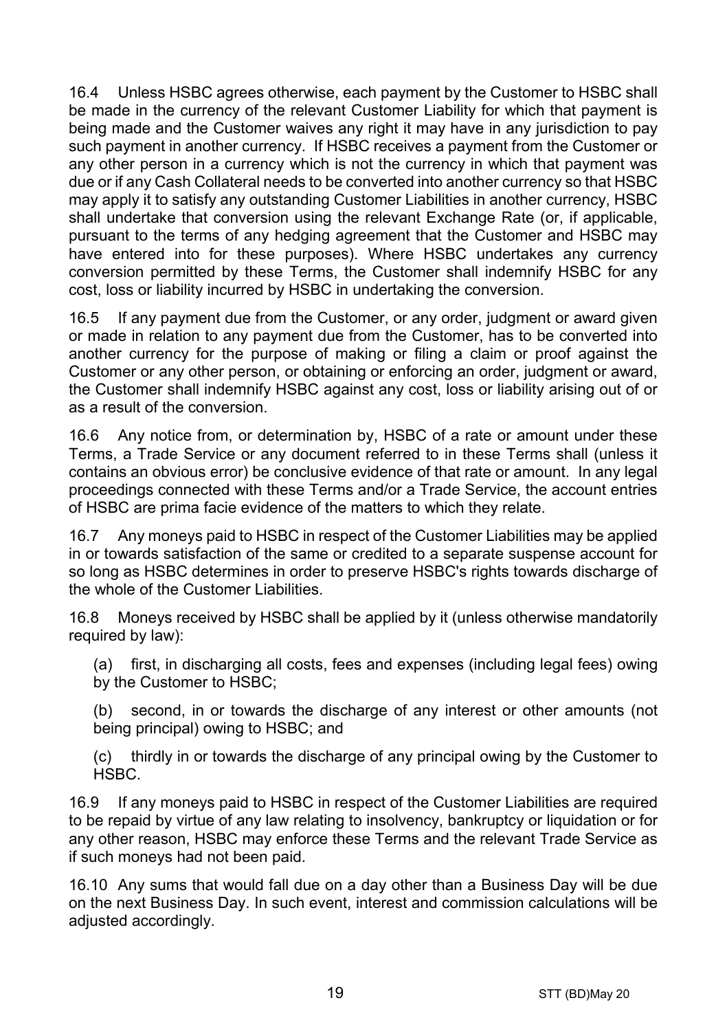16.4 Unless HSBC agrees otherwise, each payment by the Customer to HSBC shall be made in the currency of the relevant Customer Liability for which that payment is being made and the Customer waives any right it may have in any jurisdiction to pay such payment in another currency. If HSBC receives a payment from the Customer or any other person in a currency which is not the currency in which that payment was due or if any Cash Collateral needs to be converted into another currency so that HSBC may apply it to satisfy any outstanding Customer Liabilities in another currency, HSBC shall undertake that conversion using the relevant Exchange Rate (or, if applicable, pursuant to the terms of any hedging agreement that the Customer and HSBC may have entered into for these purposes). Where HSBC undertakes any currency conversion permitted by these Terms, the Customer shall indemnify HSBC for any cost, loss or liability incurred by HSBC in undertaking the conversion.

16.5 If any payment due from the Customer, or any order, judgment or award given or made in relation to any payment due from the Customer, has to be converted into another currency for the purpose of making or filing a claim or proof against the Customer or any other person, or obtaining or enforcing an order, judgment or award, the Customer shall indemnify HSBC against any cost, loss or liability arising out of or as a result of the conversion.

16.6 Any notice from, or determination by, HSBC of a rate or amount under these Terms, a Trade Service or any document referred to in these Terms shall (unless it contains an obvious error) be conclusive evidence of that rate or amount. In any legal proceedings connected with these Terms and/or a Trade Service, the account entries of HSBC are prima facie evidence of the matters to which they relate.

16.7 Any moneys paid to HSBC in respect of the Customer Liabilities may be applied in or towards satisfaction of the same or credited to a separate suspense account for so long as HSBC determines in order to preserve HSBC's rights towards discharge of the whole of the Customer Liabilities.

16.8 Moneys received by HSBC shall be applied by it (unless otherwise mandatorily required by law):

(a) first, in discharging all costs, fees and expenses (including legal fees) owing by the Customer to HSBC;

(b) second, in or towards the discharge of any interest or other amounts (not being principal) owing to HSBC; and

(c) thirdly in or towards the discharge of any principal owing by the Customer to HSBC.

16.9 If any moneys paid to HSBC in respect of the Customer Liabilities are required to be repaid by virtue of any law relating to insolvency, bankruptcy or liquidation or for any other reason, HSBC may enforce these Terms and the relevant Trade Service as if such moneys had not been paid.

16.10 Any sums that would fall due on a day other than a Business Day will be due on the next Business Day. In such event, interest and commission calculations will be adjusted accordingly.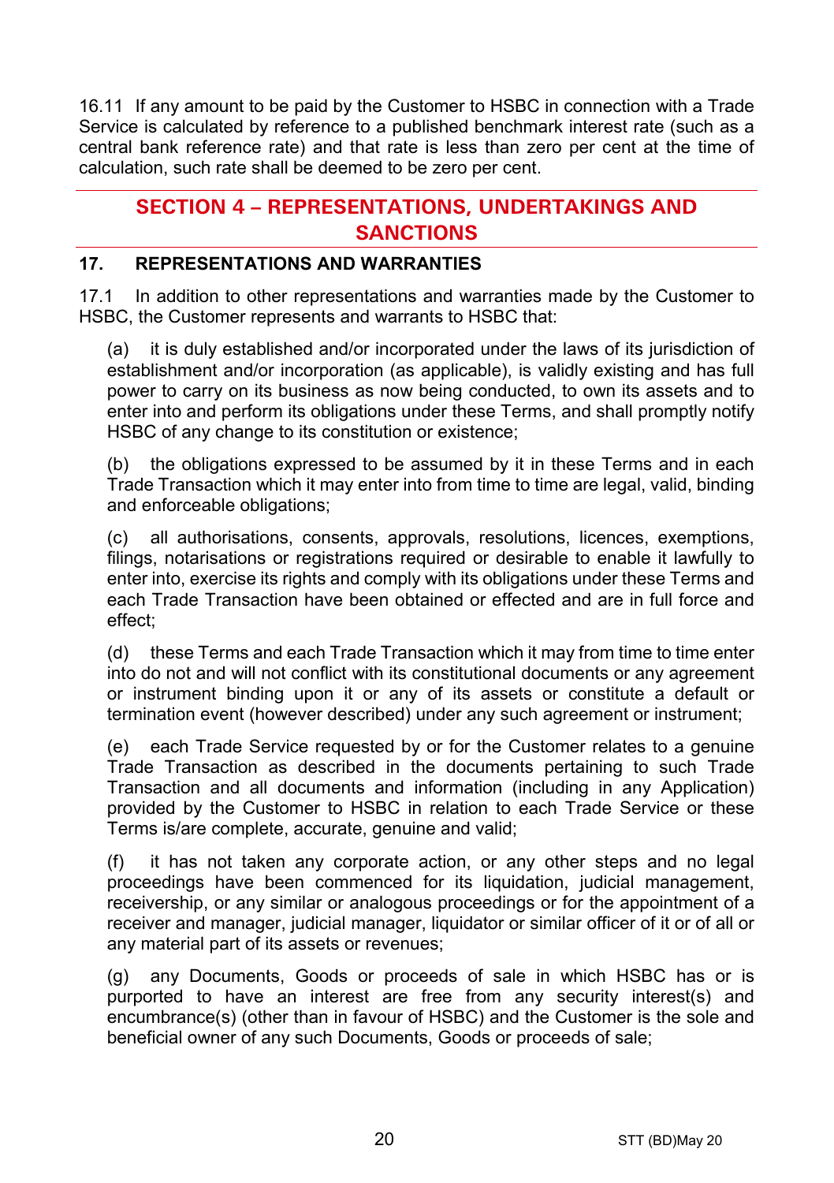16.11 If any amount to be paid by the Customer to HSBC in connection with a Trade Service is calculated by reference to a published benchmark interest rate (such as a central bank reference rate) and that rate is less than zero per cent at the time of calculation, such rate shall be deemed to be zero per cent.

## SECTION 4 – REPRESENTATIONS, UNDERTAKINGS AND SANCTIONS

### 17. REPRESENTATIONS AND WARRANTIES

17.1 In addition to other representations and warranties made by the Customer to HSBC, the Customer represents and warrants to HSBC that:

(a) it is duly established and/or incorporated under the laws of its jurisdiction of establishment and/or incorporation (as applicable), is validly existing and has full power to carry on its business as now being conducted, to own its assets and to enter into and perform its obligations under these Terms, and shall promptly notify HSBC of any change to its constitution or existence;

(b) the obligations expressed to be assumed by it in these Terms and in each Trade Transaction which it may enter into from time to time are legal, valid, binding and enforceable obligations;

(c) all authorisations, consents, approvals, resolutions, licences, exemptions, filings, notarisations or registrations required or desirable to enable it lawfully to enter into, exercise its rights and comply with its obligations under these Terms and each Trade Transaction have been obtained or effected and are in full force and effect;

(d) these Terms and each Trade Transaction which it may from time to time enter into do not and will not conflict with its constitutional documents or any agreement or instrument binding upon it or any of its assets or constitute a default or termination event (however described) under any such agreement or instrument;

(e) each Trade Service requested by or for the Customer relates to a genuine Trade Transaction as described in the documents pertaining to such Trade Transaction and all documents and information (including in any Application) provided by the Customer to HSBC in relation to each Trade Service or these Terms is/are complete, accurate, genuine and valid;

(f) it has not taken any corporate action, or any other steps and no legal proceedings have been commenced for its liquidation, judicial management, receivership, or any similar or analogous proceedings or for the appointment of a receiver and manager, judicial manager, liquidator or similar officer of it or of all or any material part of its assets or revenues;

(g) any Documents, Goods or proceeds of sale in which HSBC has or is purported to have an interest are free from any security interest(s) and encumbrance(s) (other than in favour of HSBC) and the Customer is the sole and beneficial owner of any such Documents, Goods or proceeds of sale;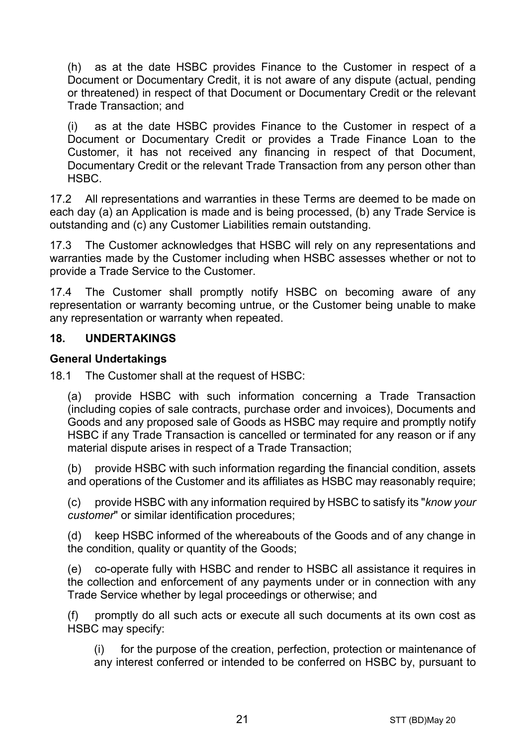(h) as at the date HSBC provides Finance to the Customer in respect of a Document or Documentary Credit, it is not aware of any dispute (actual, pending or threatened) in respect of that Document or Documentary Credit or the relevant Trade Transaction; and

(i) as at the date HSBC provides Finance to the Customer in respect of a Document or Documentary Credit or provides a Trade Finance Loan to the Customer, it has not received any financing in respect of that Document, Documentary Credit or the relevant Trade Transaction from any person other than HSBC.

17.2 All representations and warranties in these Terms are deemed to be made on each day (a) an Application is made and is being processed, (b) any Trade Service is outstanding and (c) any Customer Liabilities remain outstanding.

17.3 The Customer acknowledges that HSBC will rely on any representations and warranties made by the Customer including when HSBC assesses whether or not to provide a Trade Service to the Customer.

17.4 The Customer shall promptly notify HSBC on becoming aware of any representation or warranty becoming untrue, or the Customer being unable to make any representation or warranty when repeated.

## 18. UNDERTAKINGS

### General Undertakings

18.1 The Customer shall at the request of HSBC:

(a) provide HSBC with such information concerning a Trade Transaction (including copies of sale contracts, purchase order and invoices), Documents and Goods and any proposed sale of Goods as HSBC may require and promptly notify HSBC if any Trade Transaction is cancelled or terminated for any reason or if any material dispute arises in respect of a Trade Transaction;

(b) provide HSBC with such information regarding the financial condition, assets and operations of the Customer and its affiliates as HSBC may reasonably require;

(c) provide HSBC with any information required by HSBC to satisfy its "*know your customer*" or similar identification procedures;

(d) keep HSBC informed of the whereabouts of the Goods and of any change in the condition, quality or quantity of the Goods;

(e) co-operate fully with HSBC and render to HSBC all assistance it requires in the collection and enforcement of any payments under or in connection with any Trade Service whether by legal proceedings or otherwise; and

(f) promptly do all such acts or execute all such documents at its own cost as HSBC may specify:

(i) for the purpose of the creation, perfection, protection or maintenance of any interest conferred or intended to be conferred on HSBC by, pursuant to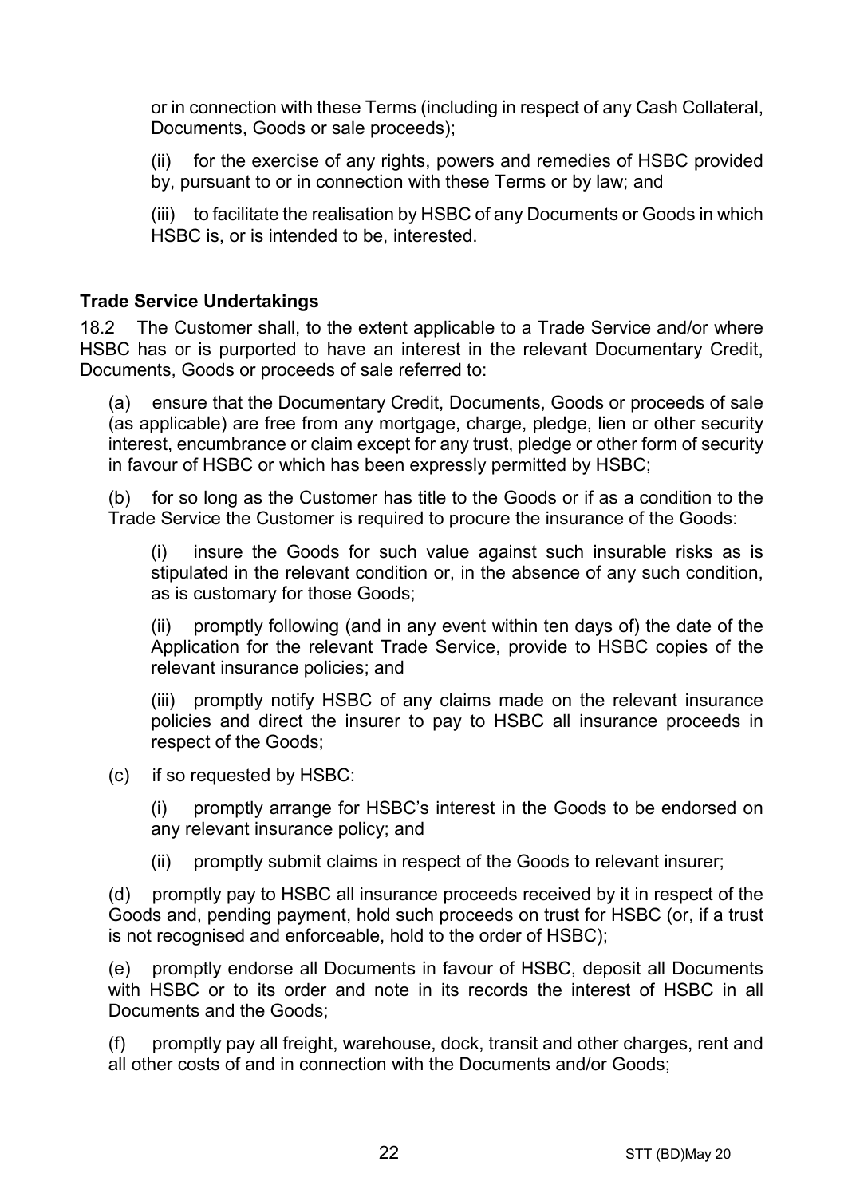or in connection with these Terms (including in respect of any Cash Collateral, Documents, Goods or sale proceeds);

(ii) for the exercise of any rights, powers and remedies of HSBC provided by, pursuant to or in connection with these Terms or by law; and

(iii) to facilitate the realisation by HSBC of any Documents or Goods in which HSBC is, or is intended to be, interested.

**Trade Service Undertakings**

18.2 The Customer shall, to the extent applicable to a Trade Service and/or where HSBC has or is purported to have an interest in the relevant Documentary Credit, Documents, Goods or proceeds of sale referred to:

(a) ensure that the Documentary Credit, Documents, Goods or proceeds of sale (as applicable) are free from any mortgage, charge, pledge, lien or other security interest, encumbrance or claim except for any trust, pledge or other form of security in favour of HSBC or which has been expressly permitted by HSBC;

(b) for so long as the Customer has title to the Goods or if as a condition to the Trade Service the Customer is required to procure the insurance of the Goods:

(i) insure the Goods for such value against such insurable risks as is stipulated in the relevant condition or, in the absence of any such condition, as is customary for those Goods;

(ii) promptly following (and in any event within ten days of) the date of the Application for the relevant Trade Service, provide to HSBC copies of the relevant insurance policies; and

(iii) promptly notify HSBC of any claims made on the relevant insurance policies and direct the insurer to pay to HSBC all insurance proceeds in respect of the Goods;

(c) if so requested by HSBC:

(i) promptly arrange for HSBC's interest in the Goods to be endorsed on any relevant insurance policy; and

(ii) promptly submit claims in respect of the Goods to relevant insurer;

(d) promptly pay to HSBC all insurance proceeds received by it in respect of the Goods and, pending payment, hold such proceeds on trust for HSBC (or, if a trust is not recognised and enforceable, hold to the order of HSBC);

(e) promptly endorse all Documents in favour of HSBC, deposit all Documents with HSBC or to its order and note in its records the interest of HSBC in all Documents and the Goods;

(f) promptly pay all freight, warehouse, dock, transit and other charges, rent and all other costs of and in connection with the Documents and/or Goods;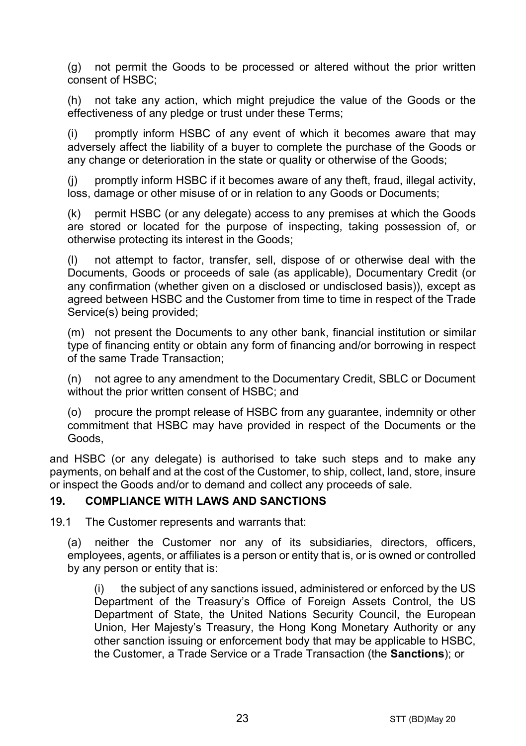(g) not permit the Goods to be processed or altered without the prior written consent of HSBC;

(h) not take any action, which might prejudice the value of the Goods or the effectiveness of any pledge or trust under these Terms;

(i) promptly inform HSBC of any event of which it becomes aware that may adversely affect the liability of a buyer to complete the purchase of the Goods or any change or deterioration in the state or quality or otherwise of the Goods;

(j) promptly inform HSBC if it becomes aware of any theft, fraud, illegal activity, loss, damage or other misuse of or in relation to any Goods or Documents;

(k) permit HSBC (or any delegate) access to any premises at which the Goods are stored or located for the purpose of inspecting, taking possession of, or otherwise protecting its interest in the Goods;

(l) not attempt to factor, transfer, sell, dispose of or otherwise deal with the Documents, Goods or proceeds of sale (as applicable), Documentary Credit (or any confirmation (whether given on a disclosed or undisclosed basis)), except as agreed between HSBC and the Customer from time to time in respect of the Trade Service(s) being provided;

(m) not present the Documents to any other bank, financial institution or similar type of financing entity or obtain any form of financing and/or borrowing in respect of the same Trade Transaction;

(n) not agree to any amendment to the Documentary Credit, SBLC or Document without the prior written consent of HSBC; and

(o) procure the prompt release of HSBC from any guarantee, indemnity or other commitment that HSBC may have provided in respect of the Documents or the Goods,

and HSBC (or any delegate) is authorised to take such steps and to make any payments, on behalf and at the cost of the Customer, to ship, collect, land, store, insure or inspect the Goods and/or to demand and collect any proceeds of sale.

## 19. COMPLIANCE WITH LAWS AND SANCTIONS

19.1 The Customer represents and warrants that:

(a) neither the Customer nor any of its subsidiaries, directors, officers, employees, agents, or affiliates is a person or entity that is, or is owned or controlled by any person or entity that is:

(i) the subject of any sanctions issued, administered or enforced by the US Department of the Treasury's Office of Foreign Assets Control, the US Department of State, the United Nations Security Council, the European Union, Her Majesty's Treasury, the Hong Kong Monetary Authority or any other sanction issuing or enforcement body that may be applicable to HSBC, the Customer, a Trade Service or a Trade Transaction (the **Sanctions**); or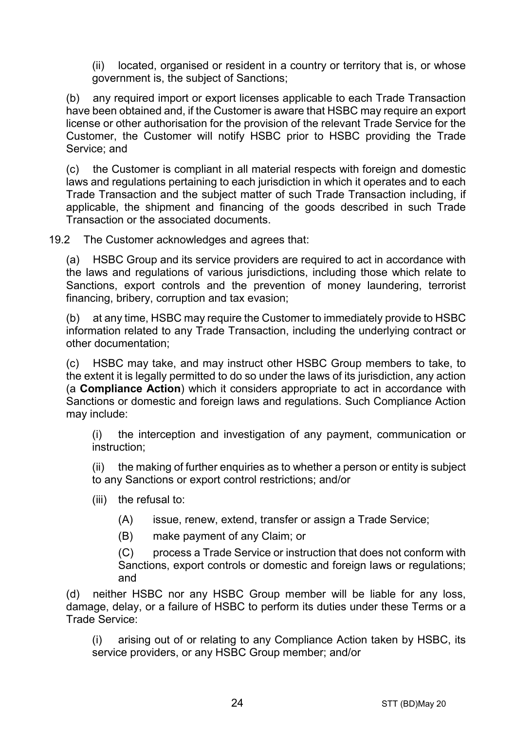(ii) located, organised or resident in a country or territory that is, or whose government is, the subject of Sanctions;

(b) any required import or export licenses applicable to each Trade Transaction have been obtained and, if the Customer is aware that HSBC may require an export license or other authorisation for the provision of the relevant Trade Service for the Customer, the Customer will notify HSBC prior to HSBC providing the Trade Service; and

(c) the Customer is compliant in all material respects with foreign and domestic laws and regulations pertaining to each jurisdiction in which it operates and to each Trade Transaction and the subject matter of such Trade Transaction including, if applicable, the shipment and financing of the goods described in such Trade Transaction or the associated documents.

19.2 The Customer acknowledges and agrees that:

(a) HSBC Group and its service providers are required to act in accordance with the laws and regulations of various jurisdictions, including those which relate to Sanctions, export controls and the prevention of money laundering, terrorist financing, bribery, corruption and tax evasion;

(b) at any time, HSBC may require the Customer to immediately provide to HSBC information related to any Trade Transaction, including the underlying contract or other documentation;

(c) HSBC may take, and may instruct other HSBC Group members to take, to the extent it is legally permitted to do so under the laws of its jurisdiction, any action (a **Compliance Action**) which it considers appropriate to act in accordance with Sanctions or domestic and foreign laws and regulations. Such Compliance Action may include:

(i) the interception and investigation of any payment, communication or instruction;

(ii) the making of further enquiries as to whether a person or entity is subject to any Sanctions or export control restrictions; and/or

(iii) the refusal to:

(A) issue, renew, extend, transfer or assign a Trade Service;

(B) make payment of any Claim; or

(C) process a Trade Service or instruction that does not conform with Sanctions, export controls or domestic and foreign laws or regulations; and

(d) neither HSBC nor any HSBC Group member will be liable for any loss, damage, delay, or a failure of HSBC to perform its duties under these Terms or a Trade Service:

(i) arising out of or relating to any Compliance Action taken by HSBC, its service providers, or any HSBC Group member; and/or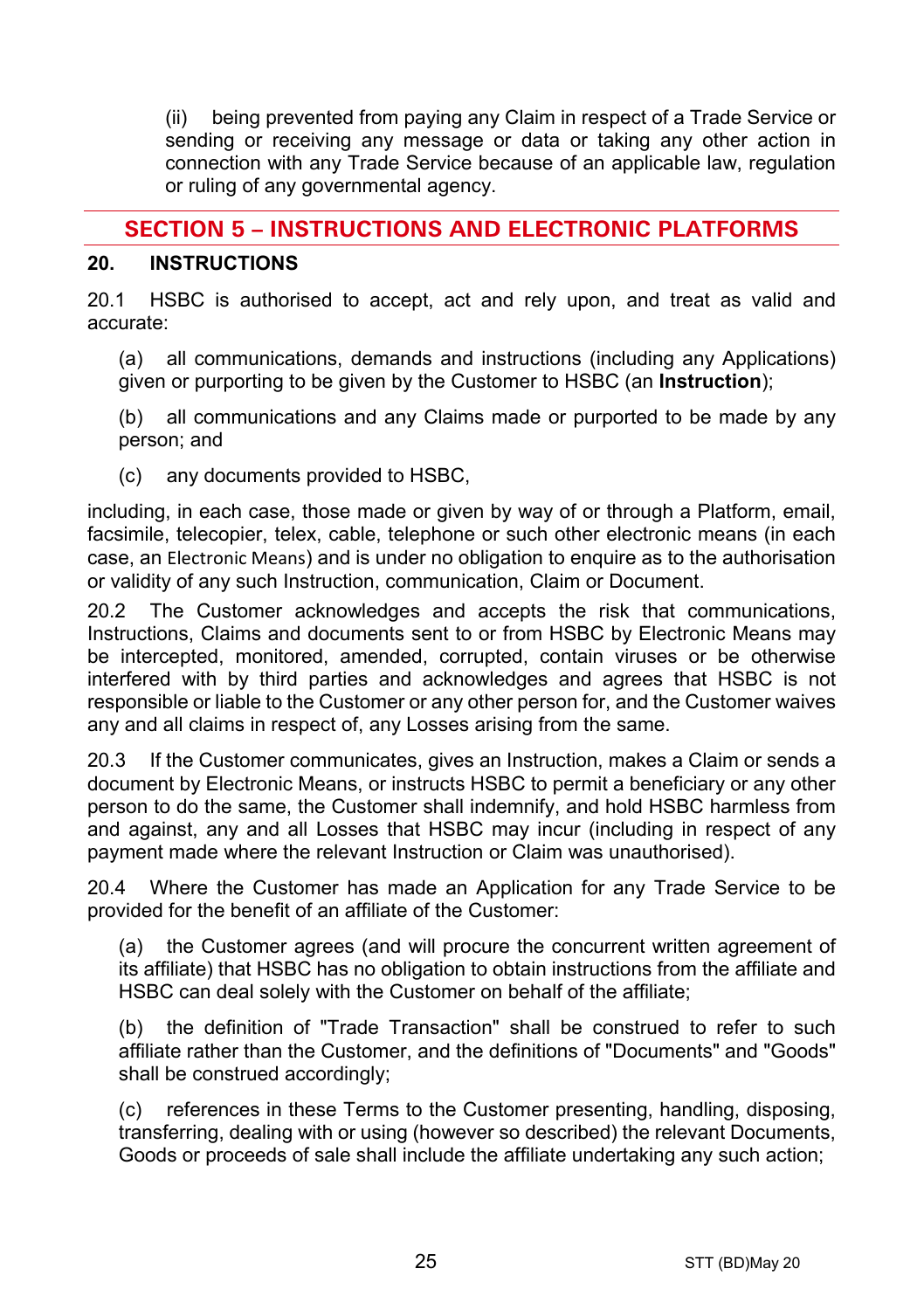(ii) being prevented from paying any Claim in respect of a Trade Service or sending or receiving any message or data or taking any other action in connection with any Trade Service because of an applicable law, regulation or ruling of any governmental agency.

## SECTION 5 – INSTRUCTIONS AND ELECTRONIC PLATFORMS

### 20. INSTRUCTIONS

20.1 HSBC is authorised to accept, act and rely upon, and treat as valid and accurate:

(a) all communications, demands and instructions (including any Applications) given or purporting to be given by the Customer to HSBC (an **Instruction**);

(b) all communications and any Claims made or purported to be made by any person; and

(c) any documents provided to HSBC,

including, in each case, those made or given by way of or through a Platform, email, facsimile, telecopier, telex, cable, telephone or such other electronic means (in each case, an Electronic Means) and is under no obligation to enquire as to the authorisation or validity of any such Instruction, communication, Claim or Document.

20.2 The Customer acknowledges and accepts the risk that communications, Instructions, Claims and documents sent to or from HSBC by Electronic Means may be intercepted, monitored, amended, corrupted, contain viruses or be otherwise interfered with by third parties and acknowledges and agrees that HSBC is not responsible or liable to the Customer or any other person for, and the Customer waives any and all claims in respect of, any Losses arising from the same.

20.3 If the Customer communicates, gives an Instruction, makes a Claim or sends a document by Electronic Means, or instructs HSBC to permit a beneficiary or any other person to do the same, the Customer shall indemnify, and hold HSBC harmless from and against, any and all Losses that HSBC may incur (including in respect of any payment made where the relevant Instruction or Claim was unauthorised).

20.4 Where the Customer has made an Application for any Trade Service to be provided for the benefit of an affiliate of the Customer:

(a) the Customer agrees (and will procure the concurrent written agreement of its affiliate) that HSBC has no obligation to obtain instructions from the affiliate and HSBC can deal solely with the Customer on behalf of the affiliate;

(b) the definition of "Trade Transaction" shall be construed to refer to such affiliate rather than the Customer, and the definitions of "Documents" and "Goods" shall be construed accordingly;

(c) references in these Terms to the Customer presenting, handling, disposing, transferring, dealing with or using (however so described) the relevant Documents, Goods or proceeds of sale shall include the affiliate undertaking any such action;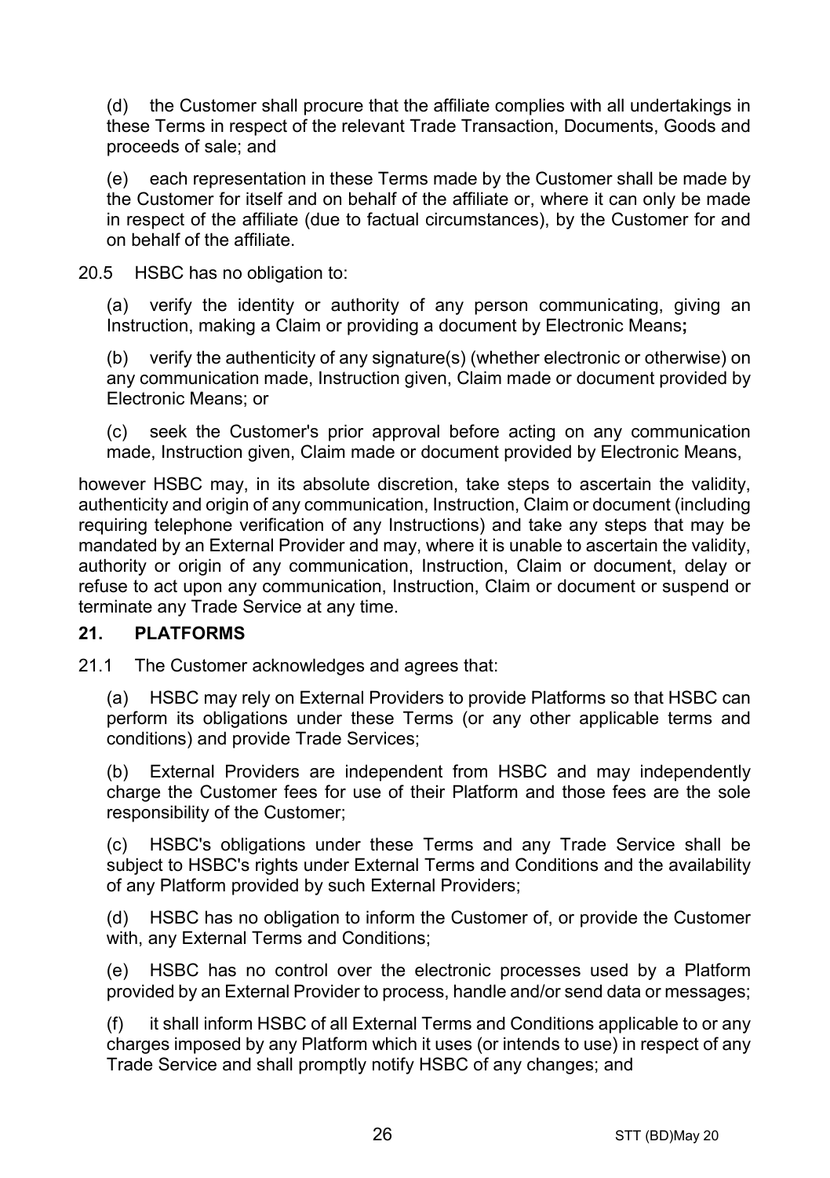(d) the Customer shall procure that the affiliate complies with all undertakings in these Terms in respect of the relevant Trade Transaction, Documents, Goods and proceeds of sale; and

(e) each representation in these Terms made by the Customer shall be made by the Customer for itself and on behalf of the affiliate or, where it can only be made in respect of the affiliate (due to factual circumstances), by the Customer for and on behalf of the affiliate.

20.5 HSBC has no obligation to:

(a) verify the identity or authority of any person communicating, giving an Instruction, making a Claim or providing a document by Electronic Means**;**

(b) verify the authenticity of any signature(s) (whether electronic or otherwise) on any communication made, Instruction given, Claim made or document provided by Electronic Means; or

(c) seek the Customer's prior approval before acting on any communication made, Instruction given, Claim made or document provided by Electronic Means,

however HSBC may, in its absolute discretion, take steps to ascertain the validity, authenticity and origin of any communication, Instruction, Claim or document (including requiring telephone verification of any Instructions) and take any steps that may be mandated by an External Provider and may, where it is unable to ascertain the validity, authority or origin of any communication, Instruction, Claim or document, delay or refuse to act upon any communication, Instruction, Claim or document or suspend or terminate any Trade Service at any time.

## 21. PLATFORMS

21.1 The Customer acknowledges and agrees that:

(a) HSBC may rely on External Providers to provide Platforms so that HSBC can perform its obligations under these Terms (or any other applicable terms and conditions) and provide Trade Services;

(b) External Providers are independent from HSBC and may independently charge the Customer fees for use of their Platform and those fees are the sole responsibility of the Customer;

(c) HSBC's obligations under these Terms and any Trade Service shall be subject to HSBC's rights under External Terms and Conditions and the availability of any Platform provided by such External Providers;

(d) HSBC has no obligation to inform the Customer of, or provide the Customer with, any External Terms and Conditions;

(e) HSBC has no control over the electronic processes used by a Platform provided by an External Provider to process, handle and/or send data or messages;

(f) it shall inform HSBC of all External Terms and Conditions applicable to or any charges imposed by any Platform which it uses (or intends to use) in respect of any Trade Service and shall promptly notify HSBC of any changes; and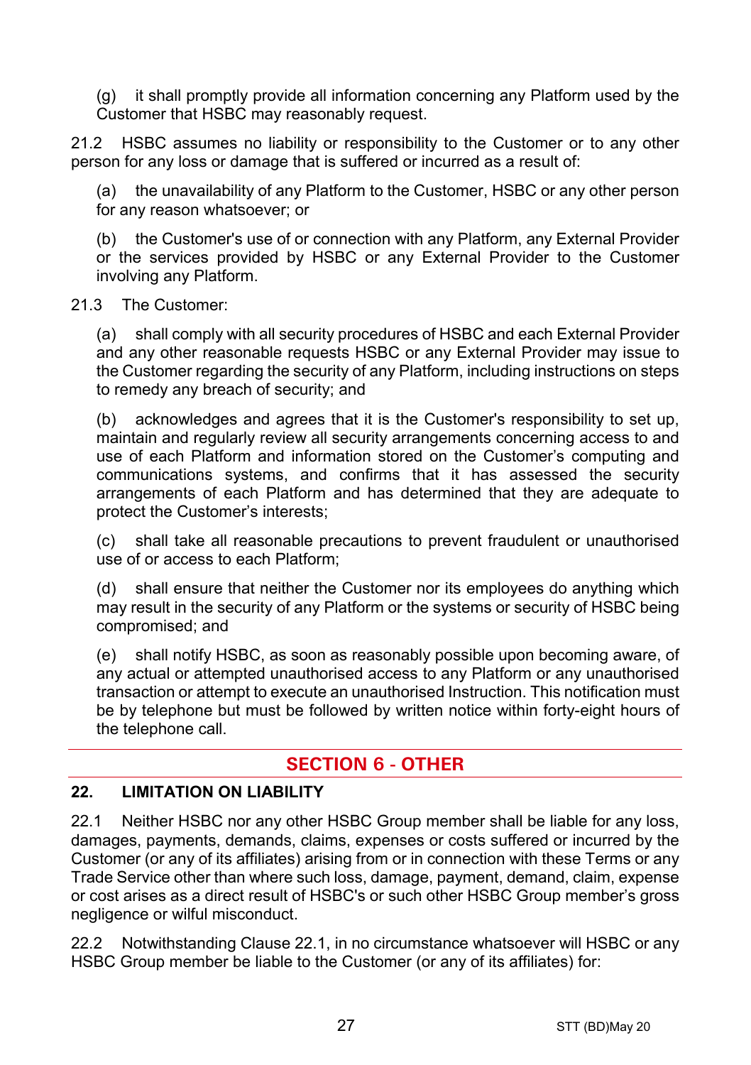(g) it shall promptly provide all information concerning any Platform used by the Customer that HSBC may reasonably request.

21.2 HSBC assumes no liability or responsibility to the Customer or to any other person for any loss or damage that is suffered or incurred as a result of:

(a) the unavailability of any Platform to the Customer, HSBC or any other person for any reason whatsoever; or

(b) the Customer's use of or connection with any Platform, any External Provider or the services provided by HSBC or any External Provider to the Customer involving any Platform.

21.3 The Customer:

(a) shall comply with all security procedures of HSBC and each External Provider and any other reasonable requests HSBC or any External Provider may issue to the Customer regarding the security of any Platform, including instructions on steps to remedy any breach of security; and

(b) acknowledges and agrees that it is the Customer's responsibility to set up, maintain and regularly review all security arrangements concerning access to and use of each Platform and information stored on the Customer's computing and communications systems, and confirms that it has assessed the security arrangements of each Platform and has determined that they are adequate to protect the Customer's interests;

(c) shall take all reasonable precautions to prevent fraudulent or unauthorised use of or access to each Platform;

(d) shall ensure that neither the Customer nor its employees do anything which may result in the security of any Platform or the systems or security of HSBC being compromised; and

(e) shall notify HSBC, as soon as reasonably possible upon becoming aware, of any actual or attempted unauthorised access to any Platform or any unauthorised transaction or attempt to execute an unauthorised Instruction. This notification must be by telephone but must be followed by written notice within forty-eight hours of the telephone call.

## SECTION 6 - OTHER

### 22. LIMITATION ON LIABILITY

22.1 Neither HSBC nor any other HSBC Group member shall be liable for any loss, damages, payments, demands, claims, expenses or costs suffered or incurred by the Customer (or any of its affiliates) arising from or in connection with these Terms or any Trade Service other than where such loss, damage, payment, demand, claim, expense or cost arises as a direct result of HSBC's or such other HSBC Group member's gross negligence or wilful misconduct.

22.2 Notwithstanding Clause 22.1, in no circumstance whatsoever will HSBC or any HSBC Group member be liable to the Customer (or any of its affiliates) for: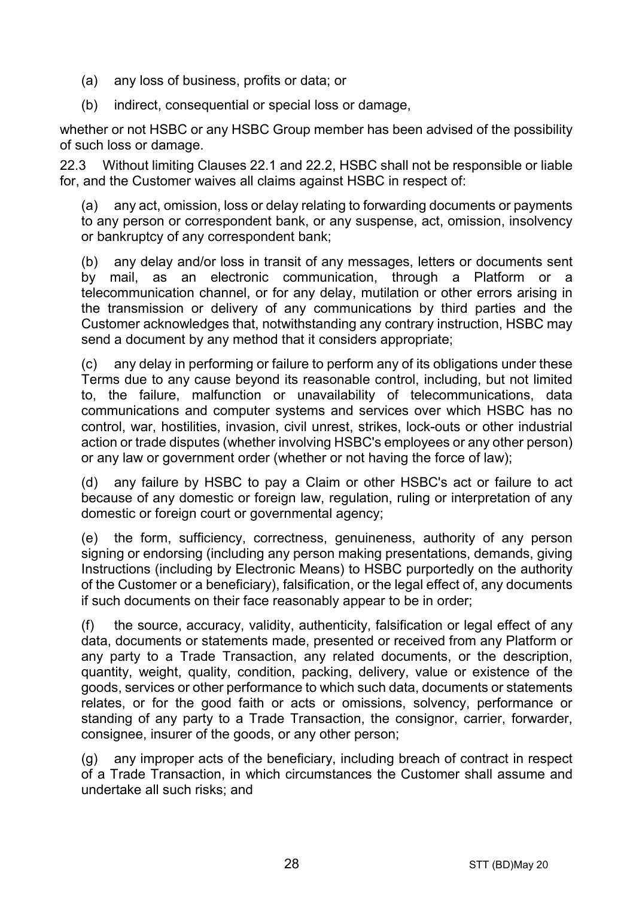(a) any loss of business, profits or data; or

(b) indirect, consequential or special loss or damage,

whether or not HSBC or any HSBC Group member has been advised of the possibility of such loss or damage.

22.3 Without limiting Clauses 22.1 and 22.2, HSBC shall not be responsible or liable for, and the Customer waives all claims against HSBC in respect of:

(a) any act, omission, loss or delay relating to forwarding documents or payments to any person or correspondent bank, or any suspense, act, omission, insolvency or bankruptcy of any correspondent bank;

(b) any delay and/or loss in transit of any messages, letters or documents sent by mail, as an electronic communication, through a Platform or a telecommunication channel, or for any delay, mutilation or other errors arising in the transmission or delivery of any communications by third parties and the Customer acknowledges that, notwithstanding any contrary instruction, HSBC may send a document by any method that it considers appropriate;

(c) any delay in performing or failure to perform any of its obligations under these Terms due to any cause beyond its reasonable control, including, but not limited to, the failure, malfunction or unavailability of telecommunications, data communications and computer systems and services over which HSBC has no control, war, hostilities, invasion, civil unrest, strikes, lock-outs or other industrial action or trade disputes (whether involving HSBC's employees or any other person) or any law or government order (whether or not having the force of law);

(d) any failure by HSBC to pay a Claim or other HSBC's act or failure to act because of any domestic or foreign law, regulation, ruling or interpretation of any domestic or foreign court or governmental agency;

(e) the form, sufficiency, correctness, genuineness, authority of any person signing or endorsing (including any person making presentations, demands, giving Instructions (including by Electronic Means) to HSBC purportedly on the authority of the Customer or a beneficiary), falsification, or the legal effect of, any documents if such documents on their face reasonably appear to be in order;

(f) the source, accuracy, validity, authenticity, falsification or legal effect of any data, documents or statements made, presented or received from any Platform or any party to a Trade Transaction, any related documents, or the description, quantity, weight, quality, condition, packing, delivery, value or existence of the goods, services or other performance to which such data, documents or statements relates, or for the good faith or acts or omissions, solvency, performance or standing of any party to a Trade Transaction, the consignor, carrier, forwarder, consignee, insurer of the goods, or any other person;

(g) any improper acts of the beneficiary, including breach of contract in respect of a Trade Transaction, in which circumstances the Customer shall assume and undertake all such risks; and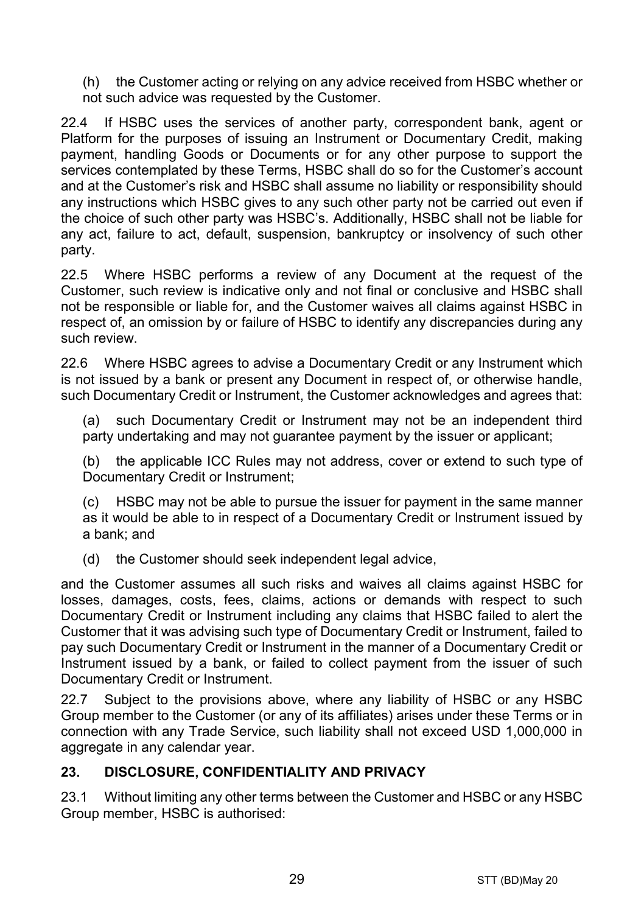(h) the Customer acting or relying on any advice received from HSBC whether or not such advice was requested by the Customer.

22.4 If HSBC uses the services of another party, correspondent bank, agent or Platform for the purposes of issuing an Instrument or Documentary Credit, making payment, handling Goods or Documents or for any other purpose to support the services contemplated by these Terms, HSBC shall do so for the Customer's account and at the Customer's risk and HSBC shall assume no liability or responsibility should any instructions which HSBC gives to any such other party not be carried out even if the choice of such other party was HSBC's. Additionally, HSBC shall not be liable for any act, failure to act, default, suspension, bankruptcy or insolvency of such other party.

22.5 Where HSBC performs a review of any Document at the request of the Customer, such review is indicative only and not final or conclusive and HSBC shall not be responsible or liable for, and the Customer waives all claims against HSBC in respect of, an omission by or failure of HSBC to identify any discrepancies during any such review.

22.6 Where HSBC agrees to advise a Documentary Credit or any Instrument which is not issued by a bank or present any Document in respect of, or otherwise handle, such Documentary Credit or Instrument, the Customer acknowledges and agrees that:

(a) such Documentary Credit or Instrument may not be an independent third party undertaking and may not guarantee payment by the issuer or applicant;

(b) the applicable ICC Rules may not address, cover or extend to such type of Documentary Credit or Instrument;

(c) HSBC may not be able to pursue the issuer for payment in the same manner as it would be able to in respect of a Documentary Credit or Instrument issued by a bank; and

(d) the Customer should seek independent legal advice,

and the Customer assumes all such risks and waives all claims against HSBC for losses, damages, costs, fees, claims, actions or demands with respect to such Documentary Credit or Instrument including any claims that HSBC failed to alert the Customer that it was advising such type of Documentary Credit or Instrument, failed to pay such Documentary Credit or Instrument in the manner of a Documentary Credit or Instrument issued by a bank, or failed to collect payment from the issuer of such Documentary Credit or Instrument.

22.7 Subject to the provisions above, where any liability of HSBC or any HSBC Group member to the Customer (or any of its affiliates) arises under these Terms or in connection with any Trade Service, such liability shall not exceed USD 1,000,000 in aggregate in any calendar year.

## 23. DISCLOSURE, CONFIDENTIALITY AND PRIVACY

23.1 Without limiting any other terms between the Customer and HSBC or any HSBC Group member, HSBC is authorised: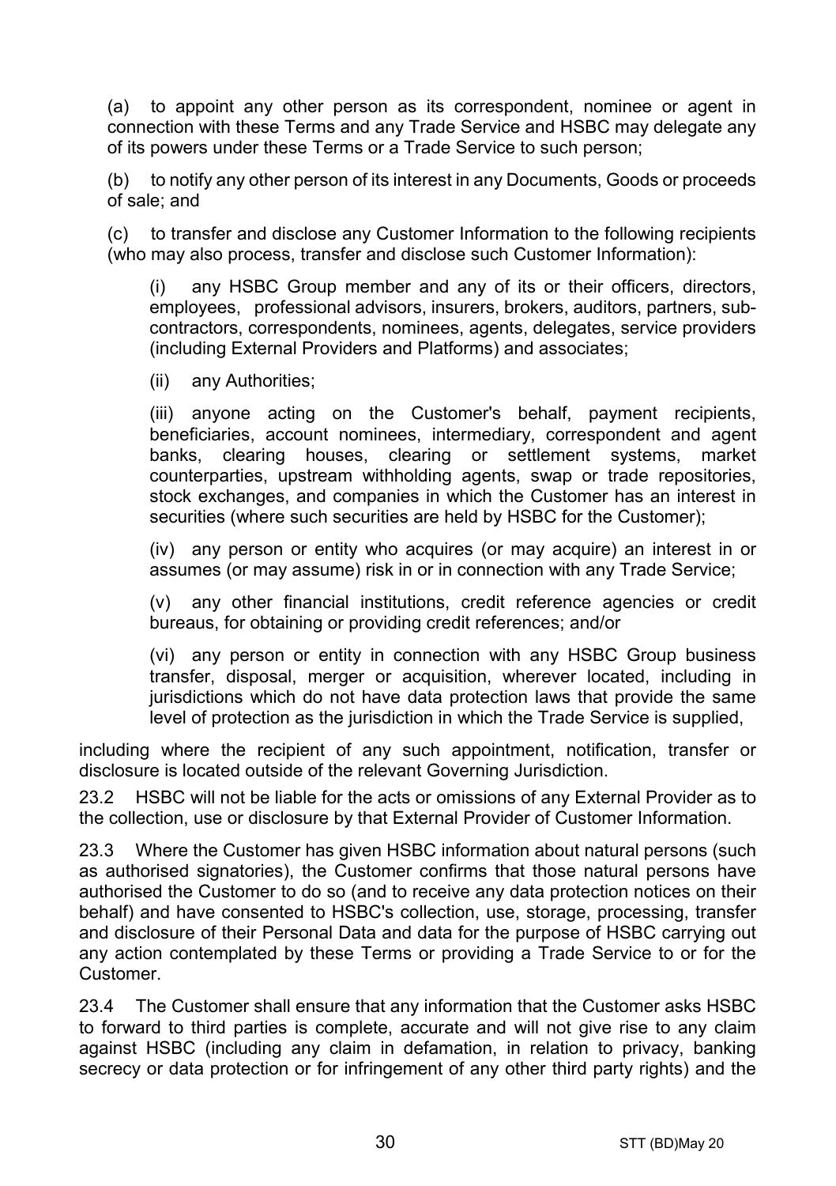(a) to appoint any other person as its correspondent, nominee or agent in connection with these Terms and any Trade Service and HSBC may delegate any of its powers under these Terms or a Trade Service to such person;

(b) to notify any other person of its interest in any Documents, Goods or proceeds of sale; and

(c) to transfer and disclose any Customer Information to the following recipients (who may also process, transfer and disclose such Customer Information):

(i) any HSBC Group member and any of its or their officers, directors, employees, professional advisors, insurers, brokers, auditors, partners, sub-contractors, correspondents, nominees, agents, delegates, service providers (including External Providers and Platforms) and associates;

(ii) any Authorities;

(iii) anyone acting on the Customer's behalf, payment recipients, beneficiaries, account nominees, intermediary, correspondent and agent banks, clearing houses, clearing or settlement systems, market counterparties, upstream withholding agents, swap or trade repositories, stock exchanges, and companies in which the Customer has an interest in securities (where such securities are held by HSBC for the Customer);

(iv) any person or entity who acquires (or may acquire) an interest in or assumes (or may assume) risk in or in connection with any Trade Service;

(v) any other financial institutions, credit reference agencies or credit bureaus, for obtaining or providing credit references; and/or

(vi) any person or entity in connection with any HSBC Group business transfer, disposal, merger or acquisition, wherever located, including in jurisdictions which do not have data protection laws that provide the same level of protection as the jurisdiction in which the Trade Service is supplied,

including where the recipient of any such appointment, notification, transfer or disclosure is located outside of the relevant Governing Jurisdiction.

23.2 HSBC will not be liable for the acts or omissions of any External Provider as to the collection, use or disclosure by that External Provider of Customer Information.

23.3 Where the Customer has given HSBC information about natural persons (such as authorised signatories), the Customer confirms that those natural persons have authorised the Customer to do so (and to receive any data protection notices on their behalf) and have consented to HSBC's collection, use, storage, processing, transfer and disclosure of their Personal Data and data for the purpose of HSBC carrying out any action contemplated by these Terms or providing a Trade Service to or for the Customer.

23.4 The Customer shall ensure that any information that the Customer asks HSBC to forward to third parties is complete, accurate and will not give rise to any claim against HSBC (including any claim in defamation, in relation to privacy, banking secrecy or data protection or for infringement of any other third party rights) and the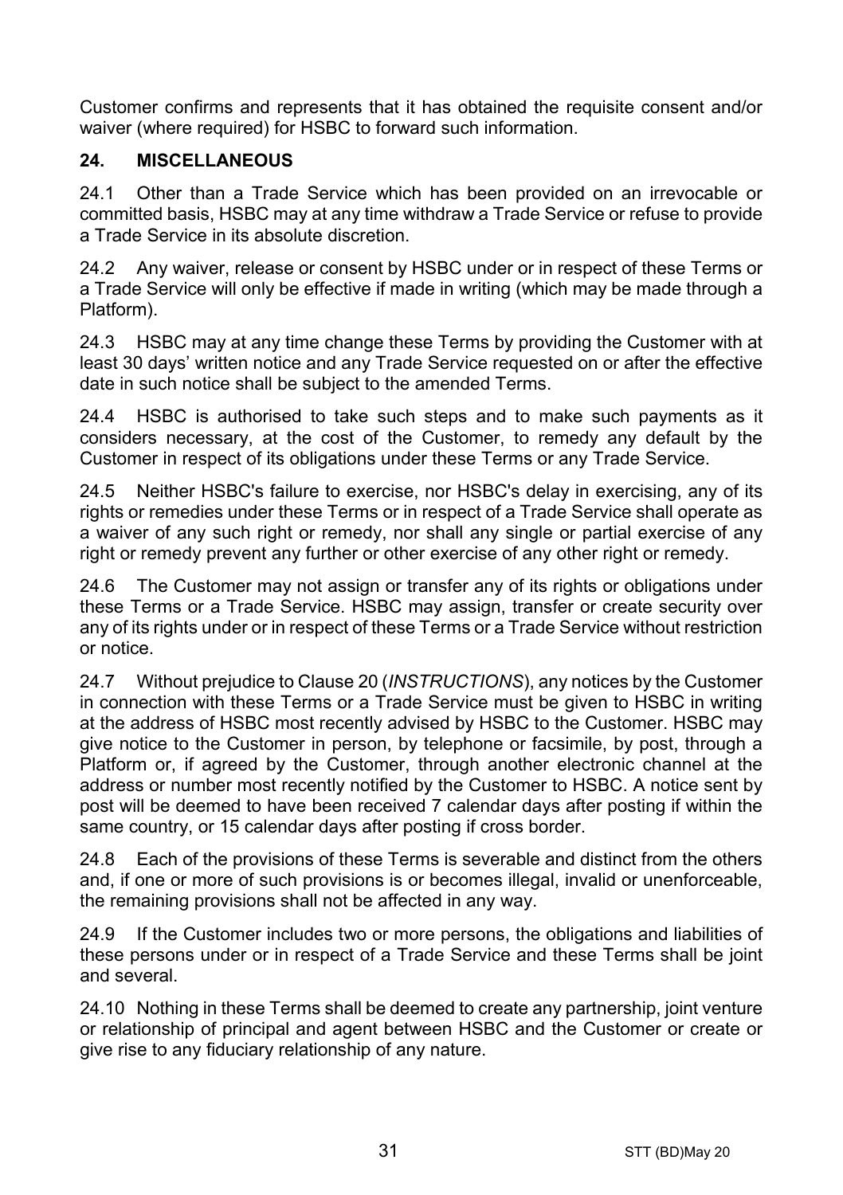Customer confirms and represents that it has obtained the requisite consent and/or waiver (where required) for HSBC to forward such information.

## 24. MISCELLANEOUS

24.1 Other than a Trade Service which has been provided on an irrevocable or committed basis, HSBC may at any time withdraw a Trade Service or refuse to provide a Trade Service in its absolute discretion.

24.2 Any waiver, release or consent by HSBC under or in respect of these Terms or a Trade Service will only be effective if made in writing (which may be made through a Platform).

24.3 HSBC may at any time change these Terms by providing the Customer with at least 30 days' written notice and any Trade Service requested on or after the effective date in such notice shall be subject to the amended Terms.

24.4 HSBC is authorised to take such steps and to make such payments as it considers necessary, at the cost of the Customer, to remedy any default by the Customer in respect of its obligations under these Terms or any Trade Service.

24.5 Neither HSBC's failure to exercise, nor HSBC's delay in exercising, any of its rights or remedies under these Terms or in respect of a Trade Service shall operate as a waiver of any such right or remedy, nor shall any single or partial exercise of any right or remedy prevent any further or other exercise of any other right or remedy.

24.6 The Customer may not assign or transfer any of its rights or obligations under these Terms or a Trade Service. HSBC may assign, transfer or create security over any of its rights under or in respect of these Terms or a Trade Service without restriction or notice.

24.7 Without prejudice to Clause 20 (*INSTRUCTIONS*), any notices by the Customer in connection with these Terms or a Trade Service must be given to HSBC in writing at the address of HSBC most recently advised by HSBC to the Customer. HSBC may give notice to the Customer in person, by telephone or facsimile, by post, through a Platform or, if agreed by the Customer, through another electronic channel at the address or number most recently notified by the Customer to HSBC. A notice sent by post will be deemed to have been received 7 calendar days after posting if within the same country, or 15 calendar days after posting if cross border.

24.8 Each of the provisions of these Terms is severable and distinct from the others and, if one or more of such provisions is or becomes illegal, invalid or unenforceable, the remaining provisions shall not be affected in any way.

24.9 If the Customer includes two or more persons, the obligations and liabilities of these persons under or in respect of a Trade Service and these Terms shall be joint and several.

24.10 Nothing in these Terms shall be deemed to create any partnership, joint venture or relationship of principal and agent between HSBC and the Customer or create or give rise to any fiduciary relationship of any nature.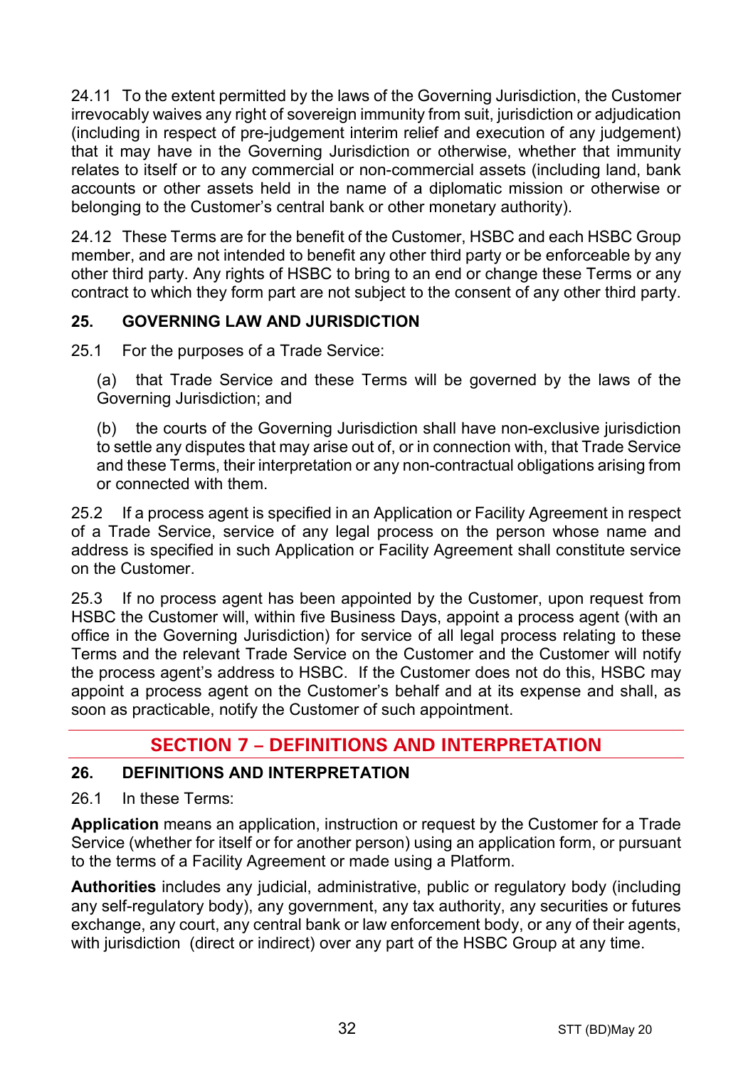24.11 To the extent permitted by the laws of the Governing Jurisdiction, the Customer irrevocably waives any right of sovereign immunity from suit, jurisdiction or adjudication (including in respect of pre-judgement interim relief and execution of any judgement) that it may have in the Governing Jurisdiction or otherwise, whether that immunity relates to itself or to any commercial or non-commercial assets (including land, bank accounts or other assets held in the name of a diplomatic mission or otherwise or belonging to the Customer's central bank or other monetary authority).

24.12 These Terms are for the benefit of the Customer, HSBC and each HSBC Group member, and are not intended to benefit any other third party or be enforceable by any other third party. Any rights of HSBC to bring to an end or change these Terms or any contract to which they form part are not subject to the consent of any other third party.

### 25. GOVERNING LAW AND JURISDICTION

25.1 For the purposes of a Trade Service:

(a) that Trade Service and these Terms will be governed by the laws of the Governing Jurisdiction; and

(b) the courts of the Governing Jurisdiction shall have non-exclusive jurisdiction to settle any disputes that may arise out of, or in connection with, that Trade Service and these Terms, their interpretation or any non-contractual obligations arising from or connected with them.

25.2 If a process agent is specified in an Application or Facility Agreement in respect of a Trade Service, service of any legal process on the person whose name and address is specified in such Application or Facility Agreement shall constitute service on the Customer.

25.3 If no process agent has been appointed by the Customer, upon request from HSBC the Customer will, within five Business Days, appoint a process agent (with an office in the Governing Jurisdiction) for service of all legal process relating to these Terms and the relevant Trade Service on the Customer and the Customer will notify the process agent's address to HSBC. If the Customer does not do this, HSBC may appoint a process agent on the Customer's behalf and at its expense and shall, as soon as practicable, notify the Customer of such appointment.

## SECTION 7 – DEFINITIONS AND INTERPRETATION

### 26. DEFINITIONS AND INTERPRETATION

26.1 In these Terms:

**Application** means an application, instruction or request by the Customer for a Trade Service (whether for itself or for another person) using an application form, or pursuant to the terms of a Facility Agreement or made using a Platform.

**Authorities** includes any judicial, administrative, public or regulatory body (including any self-regulatory body), any government, any tax authority, any securities or futures exchange, any court, any central bank or law enforcement body, or any of their agents, with jurisdiction (direct or indirect) over any part of the HSBC Group at any time.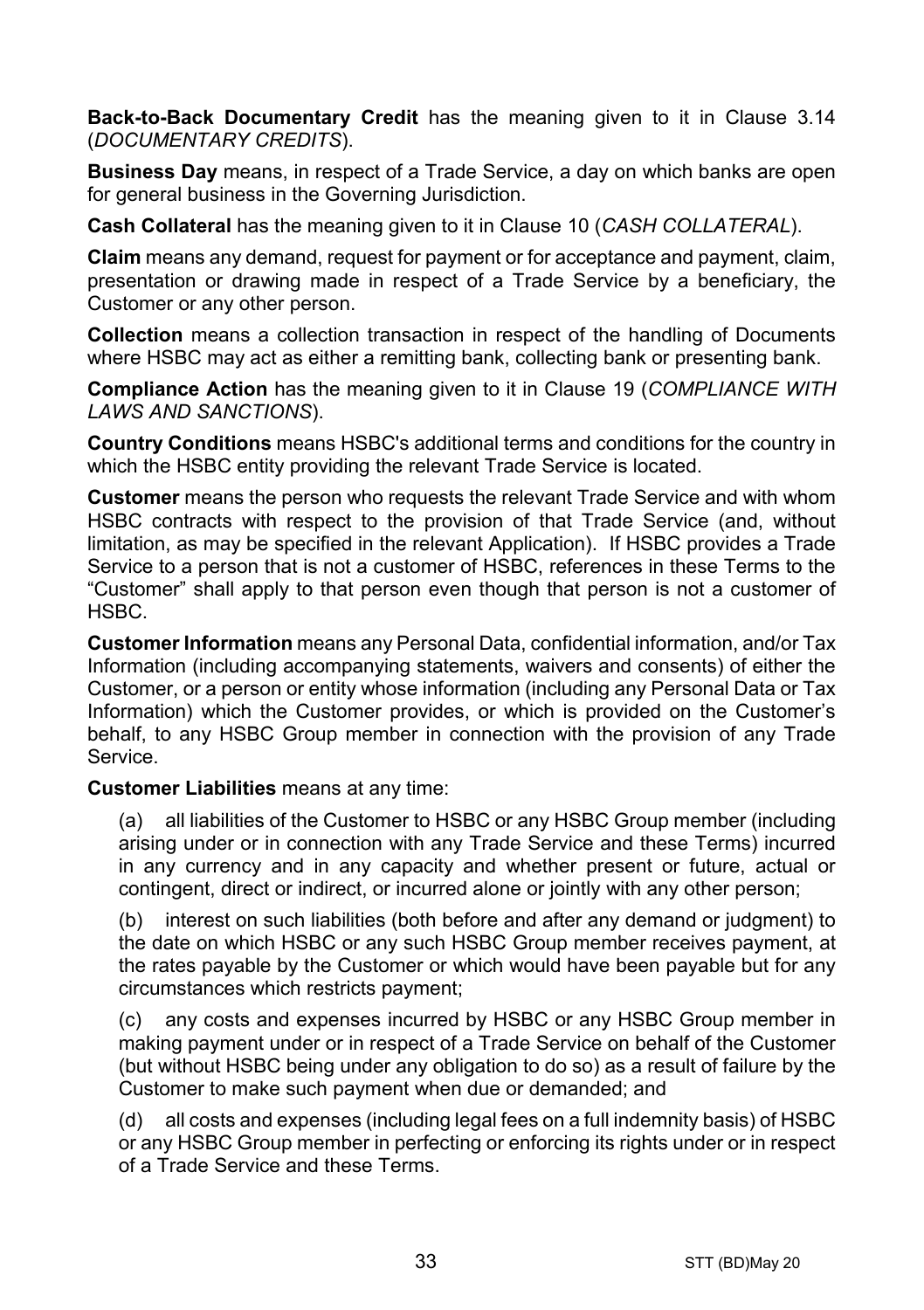**Back-to-Back Documentary Credit** has the meaning given to it in Clause 3.14 (*DOCUMENTARY CREDITS*).

**Business Day** means, in respect of a Trade Service, a day on which banks are open for general business in the Governing Jurisdiction.

**Cash Collateral** has the meaning given to it in Clause 10 (*CASH COLLATERAL*).

**Claim** means any demand, request for payment or for acceptance and payment, claim, presentation or drawing made in respect of a Trade Service by a beneficiary, the Customer or any other person.

**Collection** means a collection transaction in respect of the handling of Documents where HSBC may act as either a remitting bank, collecting bank or presenting bank.

**Compliance Action** has the meaning given to it in Clause 19 (*COMPLIANCE WITH LAWS AND SANCTIONS*).

**Country Conditions** means HSBC's additional terms and conditions for the country in which the HSBC entity providing the relevant Trade Service is located.

**Customer** means the person who requests the relevant Trade Service and with whom HSBC contracts with respect to the provision of that Trade Service (and, without limitation, as may be specified in the relevant Application). If HSBC provides a Trade Service to a person that is not a customer of HSBC, references in these Terms to the "Customer" shall apply to that person even though that person is not a customer of HSBC.

**Customer Information** means any Personal Data, confidential information, and/or Tax Information (including accompanying statements, waivers and consents) of either the Customer, or a person or entity whose information (including any Personal Data or Tax Information) which the Customer provides, or which is provided on the Customer's behalf, to any HSBC Group member in connection with the provision of any Trade Service.

**Customer Liabilities** means at any time:

(a) all liabilities of the Customer to HSBC or any HSBC Group member (including arising under or in connection with any Trade Service and these Terms) incurred in any currency and in any capacity and whether present or future, actual or contingent, direct or indirect, or incurred alone or jointly with any other person;

(b) interest on such liabilities (both before and after any demand or judgment) to the date on which HSBC or any such HSBC Group member receives payment, at the rates payable by the Customer or which would have been payable but for any circumstances which restricts payment;

(c) any costs and expenses incurred by HSBC or any HSBC Group member in making payment under or in respect of a Trade Service on behalf of the Customer (but without HSBC being under any obligation to do so) as a result of failure by the Customer to make such payment when due or demanded; and

(d) all costs and expenses (including legal fees on a full indemnity basis) of HSBC or any HSBC Group member in perfecting or enforcing its rights under or in respect of a Trade Service and these Terms.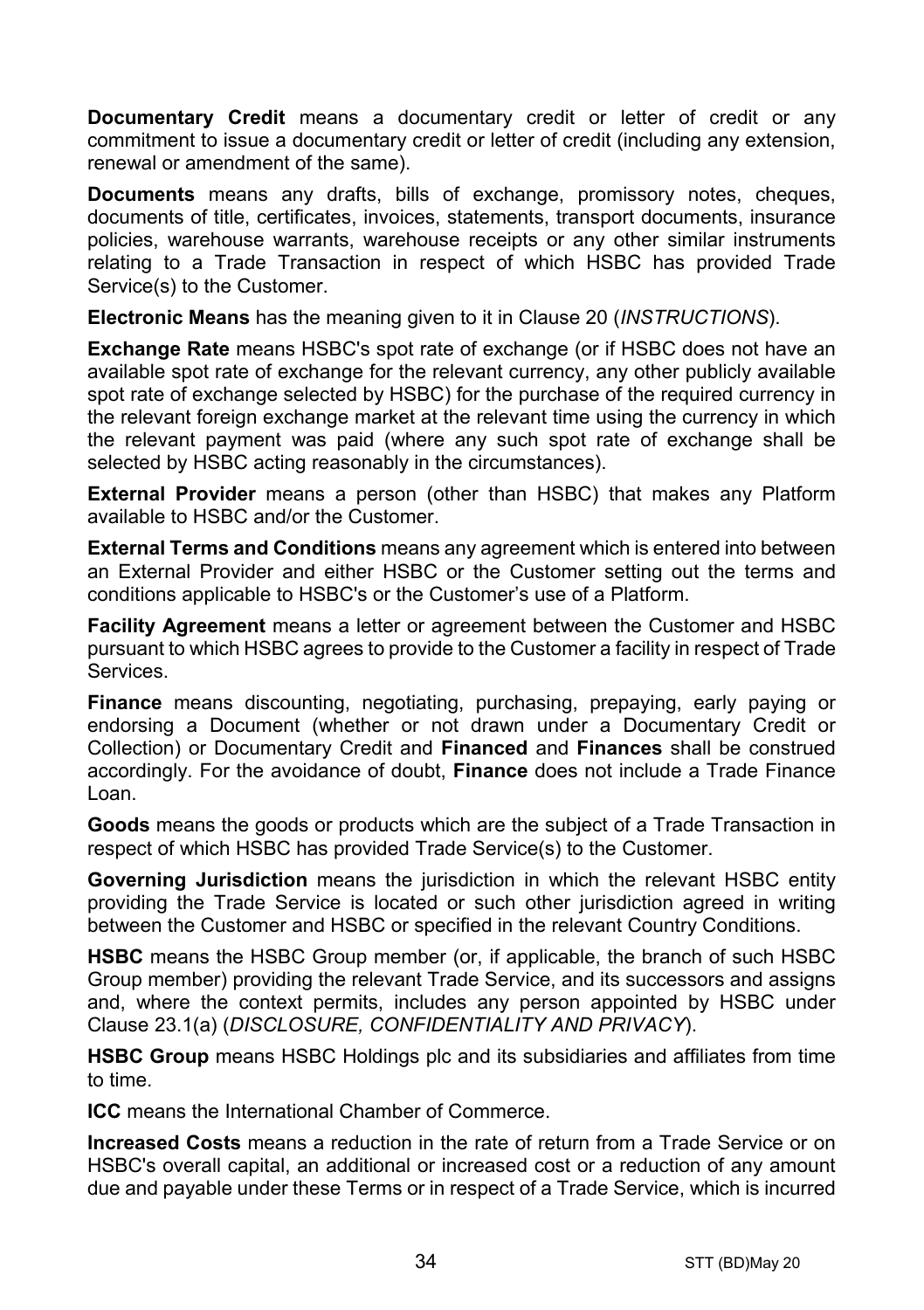**Documentary Credit** means a documentary credit or letter of credit or any commitment to issue a documentary credit or letter of credit (including any extension, renewal or amendment of the same).

**Documents** means any drafts, bills of exchange, promissory notes, cheques, documents of title, certificates, invoices, statements, transport documents, insurance policies, warehouse warrants, warehouse receipts or any other similar instruments relating to a Trade Transaction in respect of which HSBC has provided Trade Service(s) to the Customer.

**Electronic Means** has the meaning given to it in Clause 20 (*INSTRUCTIONS*).

**Exchange Rate** means HSBC's spot rate of exchange (or if HSBC does not have an available spot rate of exchange for the relevant currency, any other publicly available spot rate of exchange selected by HSBC) for the purchase of the required currency in the relevant foreign exchange market at the relevant time using the currency in which the relevant payment was paid (where any such spot rate of exchange shall be selected by HSBC acting reasonably in the circumstances).

**External Provider** means a person (other than HSBC) that makes any Platform available to HSBC and/or the Customer.

**External Terms and Conditions** means any agreement which is entered into between an External Provider and either HSBC or the Customer setting out the terms and conditions applicable to HSBC's or the Customer's use of a Platform.

**Facility Agreement** means a letter or agreement between the Customer and HSBC pursuant to which HSBC agrees to provide to the Customer a facility in respect of Trade Services.

**Finance** means discounting, negotiating, purchasing, prepaying, early paying or endorsing a Document (whether or not drawn under a Documentary Credit or Collection) or Documentary Credit and **Financed** and **Finances** shall be construed accordingly. For the avoidance of doubt, **Finance** does not include a Trade Finance Loan.

**Goods** means the goods or products which are the subject of a Trade Transaction in respect of which HSBC has provided Trade Service(s) to the Customer.

**Governing Jurisdiction** means the jurisdiction in which the relevant HSBC entity providing the Trade Service is located or such other jurisdiction agreed in writing between the Customer and HSBC or specified in the relevant Country Conditions.

**HSBC** means the HSBC Group member (or, if applicable, the branch of such HSBC Group member) providing the relevant Trade Service, and its successors and assigns and, where the context permits, includes any person appointed by HSBC under Clause 23.1(a) (*DISCLOSURE, CONFIDENTIALITY AND PRIVACY*).

**HSBC Group** means HSBC Holdings plc and its subsidiaries and affiliates from time to time.

**ICC** means the International Chamber of Commerce.

**Increased Costs** means a reduction in the rate of return from a Trade Service or on HSBC's overall capital, an additional or increased cost or a reduction of any amount due and payable under these Terms or in respect of a Trade Service, which is incurred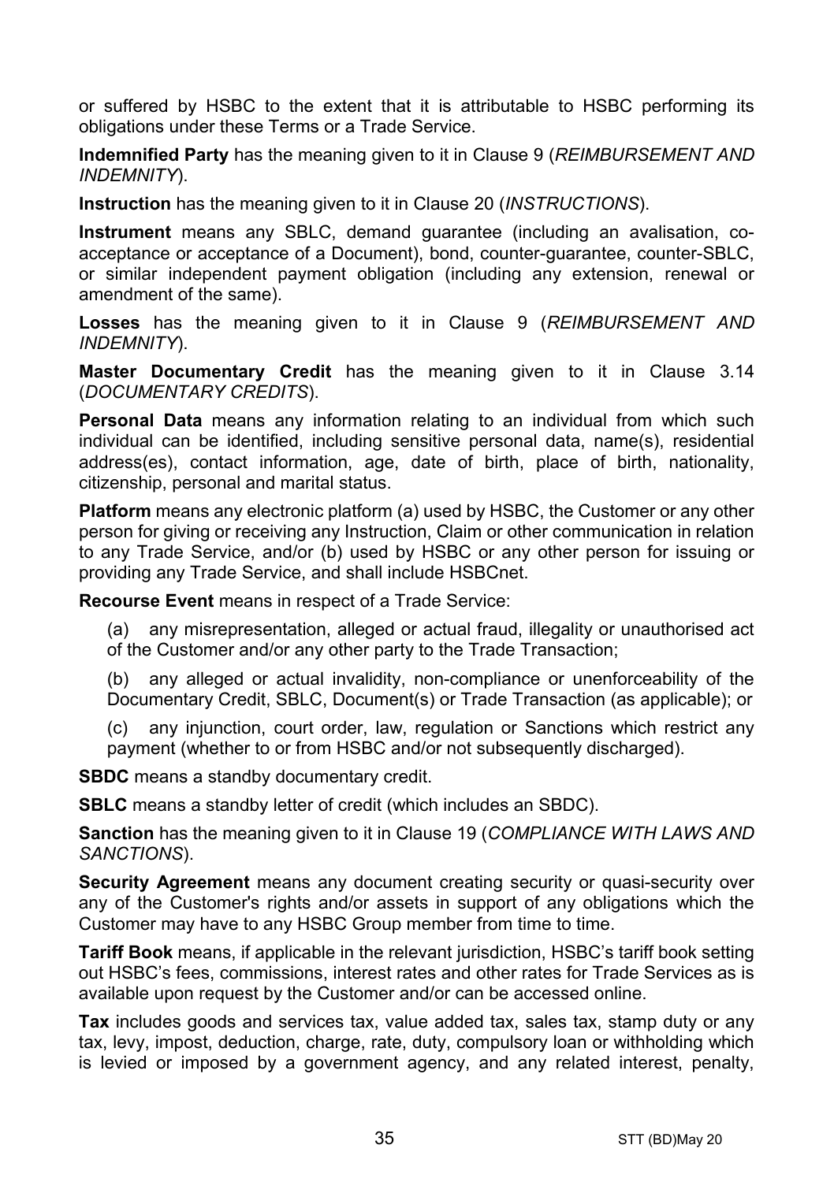or suffered by HSBC to the extent that it is attributable to HSBC performing its obligations under these Terms or a Trade Service.

**Indemnified Party** has the meaning given to it in Clause 9 (*REIMBURSEMENT AND INDEMNITY*).

**Instruction** has the meaning given to it in Clause 20 (*INSTRUCTIONS*).

**Instrument** means any SBLC, demand guarantee (including an avalisation, co-acceptance or acceptance of a Document), bond, counter-guarantee, counter-SBLC, or similar independent payment obligation (including any extension, renewal or amendment of the same).

**Losses** has the meaning given to it in Clause 9 (*REIMBURSEMENT AND INDEMNITY*).

**Master Documentary Credit** has the meaning given to it in Clause 3.14 (*DOCUMENTARY CREDITS*).

**Personal Data** means any information relating to an individual from which such individual can be identified, including sensitive personal data, name(s), residential address(es), contact information, age, date of birth, place of birth, nationality, citizenship, personal and marital status.

**Platform** means any electronic platform (a) used by HSBC, the Customer or any other person for giving or receiving any Instruction, Claim or other communication in relation to any Trade Service, and/or (b) used by HSBC or any other person for issuing or providing any Trade Service, and shall include HSBCnet.

**Recourse Event** means in respect of a Trade Service:

(a) any misrepresentation, alleged or actual fraud, illegality or unauthorised act of the Customer and/or any other party to the Trade Transaction;

(b) any alleged or actual invalidity, non-compliance or unenforceability of the Documentary Credit, SBLC, Document(s) or Trade Transaction (as applicable); or

(c) any injunction, court order, law, regulation or Sanctions which restrict any payment (whether to or from HSBC and/or not subsequently discharged).

**SBDC** means a standby documentary credit.

**SBLC** means a standby letter of credit (which includes an SBDC).

**Sanction** has the meaning given to it in Clause 19 (*COMPLIANCE WITH LAWS AND SANCTIONS*).

**Security Agreement** means any document creating security or quasi-security over any of the Customer's rights and/or assets in support of any obligations which the Customer may have to any HSBC Group member from time to time.

**Tariff Book** means, if applicable in the relevant jurisdiction, HSBC's tariff book setting out HSBC's fees, commissions, interest rates and other rates for Trade Services as is available upon request by the Customer and/or can be accessed online.

**Tax** includes goods and services tax, value added tax, sales tax, stamp duty or any tax, levy, impost, deduction, charge, rate, duty, compulsory loan or withholding which is levied or imposed by a government agency, and any related interest, penalty,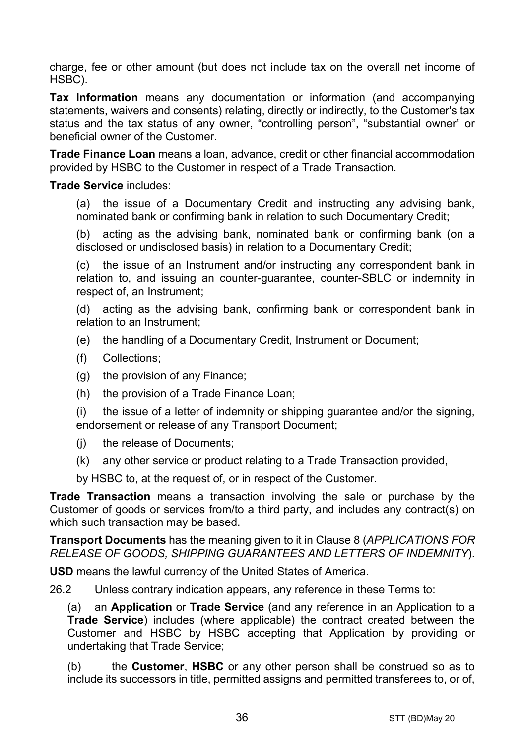charge, fee or other amount (but does not include tax on the overall net income of HSBC).

**Tax Information** means any documentation or information (and accompanying statements, waivers and consents) relating, directly or indirectly, to the Customer's tax status and the tax status of any owner, "controlling person", "substantial owner" or beneficial owner of the Customer.

**Trade Finance Loan** means a loan, advance, credit or other financial accommodation provided by HSBC to the Customer in respect of a Trade Transaction.

**Trade Service** includes:

(a) the issue of a Documentary Credit and instructing any advising bank, nominated bank or confirming bank in relation to such Documentary Credit;

(b) acting as the advising bank, nominated bank or confirming bank (on a disclosed or undisclosed basis) in relation to a Documentary Credit;

(c) the issue of an Instrument and/or instructing any correspondent bank in relation to, and issuing an counter-guarantee, counter-SBLC or indemnity in respect of, an Instrument;

(d) acting as the advising bank, confirming bank or correspondent bank in relation to an Instrument;

(e) the handling of a Documentary Credit, Instrument or Document;

(f) Collections;

(g) the provision of any Finance;

(h) the provision of a Trade Finance Loan;

(i) the issue of a letter of indemnity or shipping guarantee and/or the signing, endorsement or release of any Transport Document;

(j) the release of Documents;

(k) any other service or product relating to a Trade Transaction provided,

by HSBC to, at the request of, or in respect of the Customer.

**Trade Transaction** means a transaction involving the sale or purchase by the Customer of goods or services from/to a third party, and includes any contract(s) on which such transaction may be based.

**Transport Documents** has the meaning given to it in Clause 8 (*APPLICATIONS FOR RELEASE OF GOODS, SHIPPING GUARANTEES AND LETTERS OF INDEMNITY*).

**USD** means the lawful currency of the United States of America.

26.2 Unless contrary indication appears, any reference in these Terms to:

(a) an **Application** or **Trade Service** (and any reference in an Application to a **Trade Service**) includes (where applicable) the contract created between the Customer and HSBC by HSBC accepting that Application by providing or undertaking that Trade Service;

(b) the **Customer**, **HSBC** or any other person shall be construed so as to include its successors in title, permitted assigns and permitted transferees to, or of,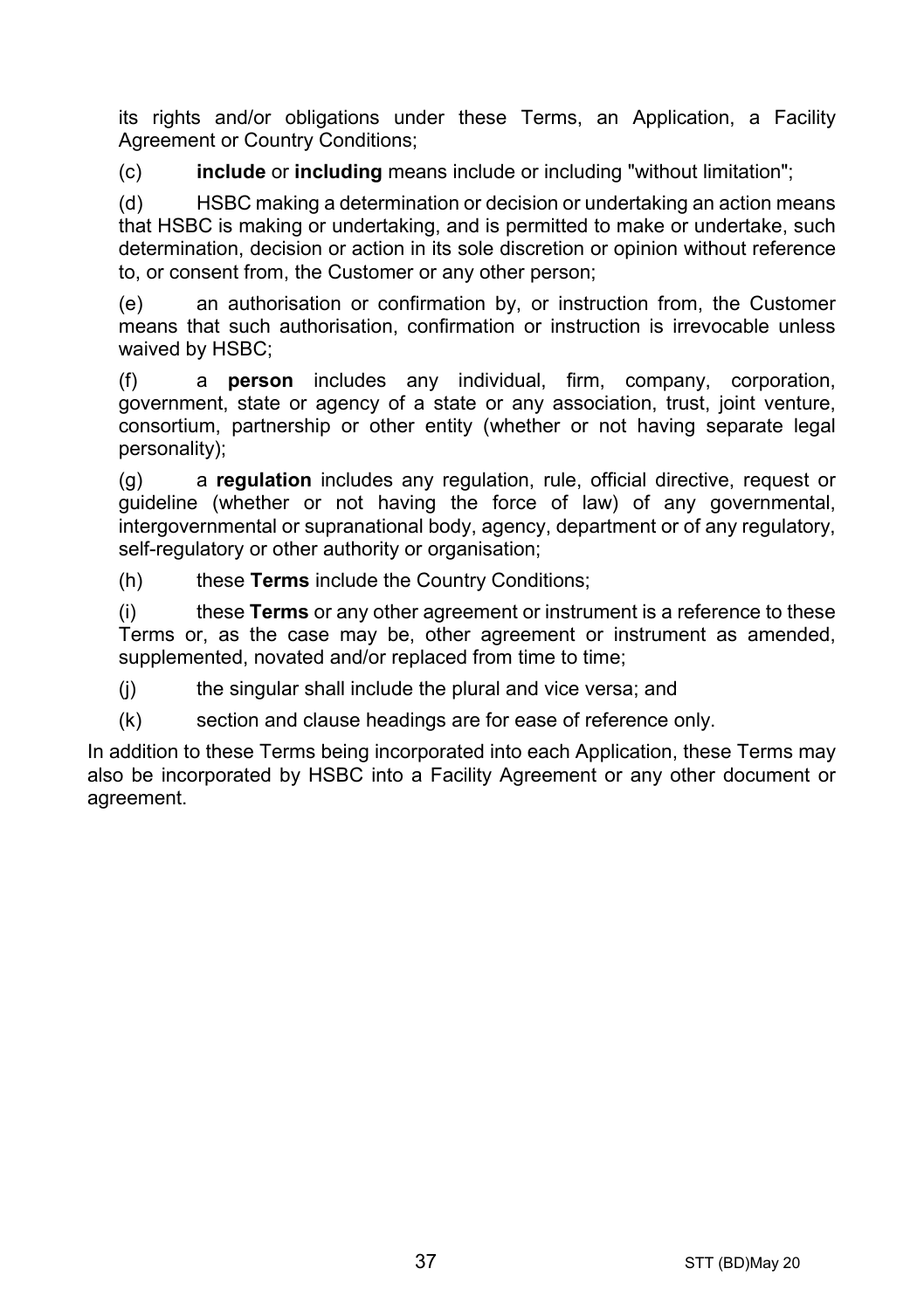its rights and/or obligations under these Terms, an Application, a Facility Agreement or Country Conditions;

(c) **include** or **including** means include or including "without limitation";

(d) HSBC making a determination or decision or undertaking an action means that HSBC is making or undertaking, and is permitted to make or undertake, such determination, decision or action in its sole discretion or opinion without reference to, or consent from, the Customer or any other person;

(e) an authorisation or confirmation by, or instruction from, the Customer means that such authorisation, confirmation or instruction is irrevocable unless waived by HSBC;

(f) a **person** includes any individual, firm, company, corporation, government, state or agency of a state or any association, trust, joint venture, consortium, partnership or other entity (whether or not having separate legal personality);

(g) a **regulation** includes any regulation, rule, official directive, request or guideline (whether or not having the force of law) of any governmental, intergovernmental or supranational body, agency, department or of any regulatory, self-regulatory or other authority or organisation;

(h) these **Terms** include the Country Conditions;

(i) these **Terms** or any other agreement or instrument is a reference to these Terms or, as the case may be, other agreement or instrument as amended, supplemented, novated and/or replaced from time to time;

(j) the singular shall include the plural and vice versa; and

(k) section and clause headings are for ease of reference only.

In addition to these Terms being incorporated into each Application, these Terms may also be incorporated by HSBC into a Facility Agreement or any other document or agreement.